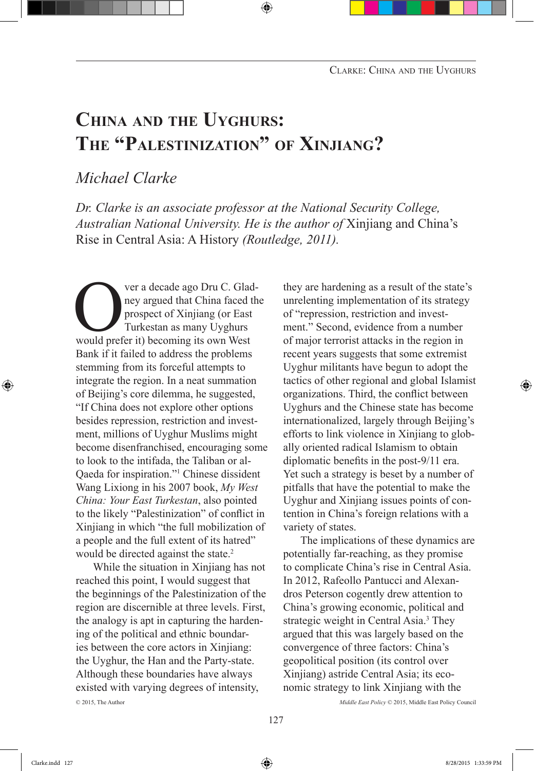# China and the Uyghurs: The "Palestinization" of Xinjiang?

*Michael Clarke*

*Dr. Clarke is an associate professor at the National Security College, Australian National University. He is the author of* Xinjiang and China's Rise in Central Asia: A History *(Routledge, 2011).*

Over a decade ago Dru C. Gladney argued that China faced the prospect of Xinjiang (or East Turkestan as many Uyghurs would prefer it) becoming its own West Bank if it failed to address the problems stemming from its forceful attempts to integrate the region. In a neat summation of Beijing's core dilemma, he suggested, "If China does not explore other options besides repression, restriction and investment, millions of Uyghur Muslims might become disenfranchised, encouraging some to look to the intifada, the Taliban or al-Qaeda for inspiration."[1] Chinese dissident Wang Lixiong in his 2007 book, *My West China: Your East Turkestan*, also pointed to the likely "Palestinization" of conflict in Xinjiang in which "the full mobilization of a people and the full extent of its hatred" would be directed against the state.[2]

While the situation in Xinjiang has not reached this point, I would suggest that the beginnings of the Palestinization of the region are discernible at three levels. First, the analogy is apt in capturing the hardening of the political and ethnic boundaries between the core actors in Xinjiang: the Uyghur, the Han and the Party-state. Although these boundaries have always existed with varying degrees of intensity, they are hardening as a result of the state's unrelenting implementation of its strategy of "repression, restriction and investment." Second, evidence from a number of major terrorist attacks in the region in recent years suggests that some extremist Uyghur militants have begun to adopt the tactics of other regional and global Islamist organizations. Third, the conflict between Uyghurs and the Chinese state has become internationalized, largely through Beijing's efforts to link violence in Xinjiang to globally oriented radical Islamism to obtain diplomatic benefits in the post-9/11 era. Yet such a strategy is beset by a number of pitfalls that have the potential to make the Uyghur and Xinjiang issues points of contention in China's foreign relations with a variety of states.

The implications of these dynamics are potentially far-reaching, as they promise to complicate China's rise in Central Asia. In 2012, Rafeollo Pantucci and Alexandros Peterson cogently drew attention to China's growing economic, political and strategic weight in Central Asia.[3] They argued that this was largely based on the convergence of three factors: China's geopolitical position (its control over Xinjiang) astride Central Asia; its economic strategy to link Xinjiang with the

© 2015, The Author

*Middle East Policy* © 2015, Middle East Policy Council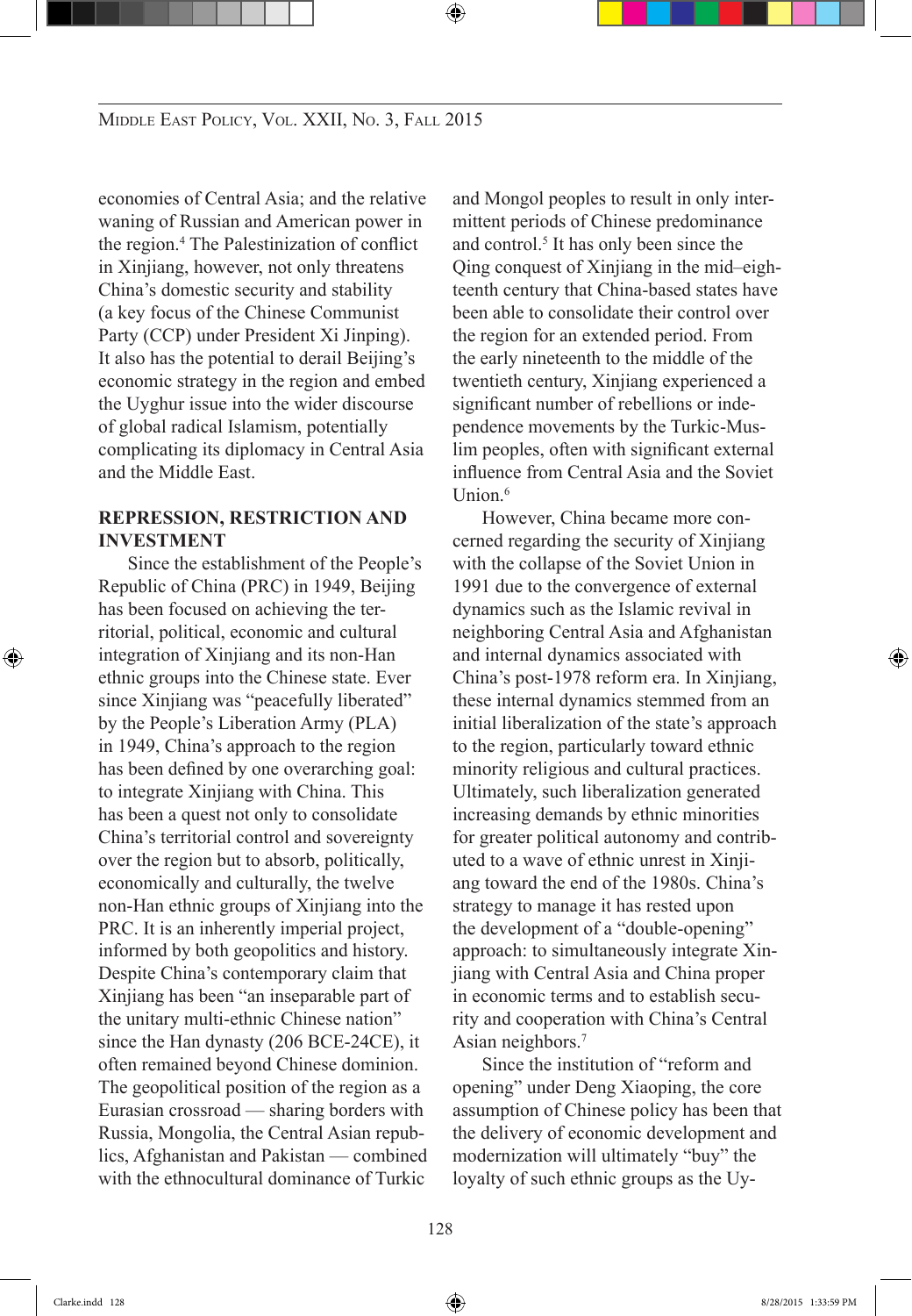economies of Central Asia; and the relative waning of Russian and American power in the region.[4] The Palestinization of conflict in Xinjiang, however, not only threatens China's domestic security and stability (a key focus of the Chinese Communist Party (CCP) under President Xi Jinping). It also has the potential to derail Beijing's economic strategy in the region and embed the Uyghur issue into the wider discourse of global radical Islamism, potentially complicating its diplomacy in Central Asia and the Middle East.

## REPRESSION, RESTRICTION AND INVESTMENT

Since the establishment of the People's Republic of China (PRC) in 1949, Beijing has been focused on achieving the territorial, political, economic and cultural integration of Xinjiang and its non-Han ethnic groups into the Chinese state. Ever since Xinjiang was "peacefully liberated" by the People's Liberation Army (PLA) in 1949, China's approach to the region has been defined by one overarching goal: to integrate Xinjiang with China. This has been a quest not only to consolidate China's territorial control and sovereignty over the region but to absorb, politically, economically and culturally, the twelve non-Han ethnic groups of Xinjiang into the PRC. It is an inherently imperial project, informed by both geopolitics and history. Despite China's contemporary claim that Xinjiang has been "an inseparable part of the unitary multi-ethnic Chinese nation" since the Han dynasty (206 BCE-24CE), it often remained beyond Chinese dominion. The geopolitical position of the region as a Eurasian crossroad — sharing borders with Russia, Mongolia, the Central Asian republics, Afghanistan and Pakistan — combined with the ethnocultural dominance of Turkic and Mongol peoples to result in only intermittent periods of Chinese predominance and control.[5] It has only been since the Qing conquest of Xinjiang in the mid–eighteenth century that China-based states have been able to consolidate their control over the region for an extended period. From the early nineteenth to the middle of the twentieth century, Xinjiang experienced a significant number of rebellions or independence movements by the Turkic-Muslim peoples, often with significant external influence from Central Asia and the Soviet Union.[6]

However, China became more concerned regarding the security of Xinjiang with the collapse of the Soviet Union in 1991 due to the convergence of external dynamics such as the Islamic revival in neighboring Central Asia and Afghanistan and internal dynamics associated with China's post-1978 reform era. In Xinjiang, these internal dynamics stemmed from an initial liberalization of the state's approach to the region, particularly toward ethnic minority religious and cultural practices. Ultimately, such liberalization generated increasing demands by ethnic minorities for greater political autonomy and contributed to a wave of ethnic unrest in Xinjiang toward the end of the 1980s. China's strategy to manage it has rested upon the development of a "double-opening" approach: to simultaneously integrate Xinjiang with Central Asia and China proper in economic terms and to establish security and cooperation with China's Central Asian neighbors.[7]

Since the institution of "reform and opening" under Deng Xiaoping, the core assumption of Chinese policy has been that the delivery of economic development and modernization will ultimately "buy" the loyalty of such ethnic groups as the Uy-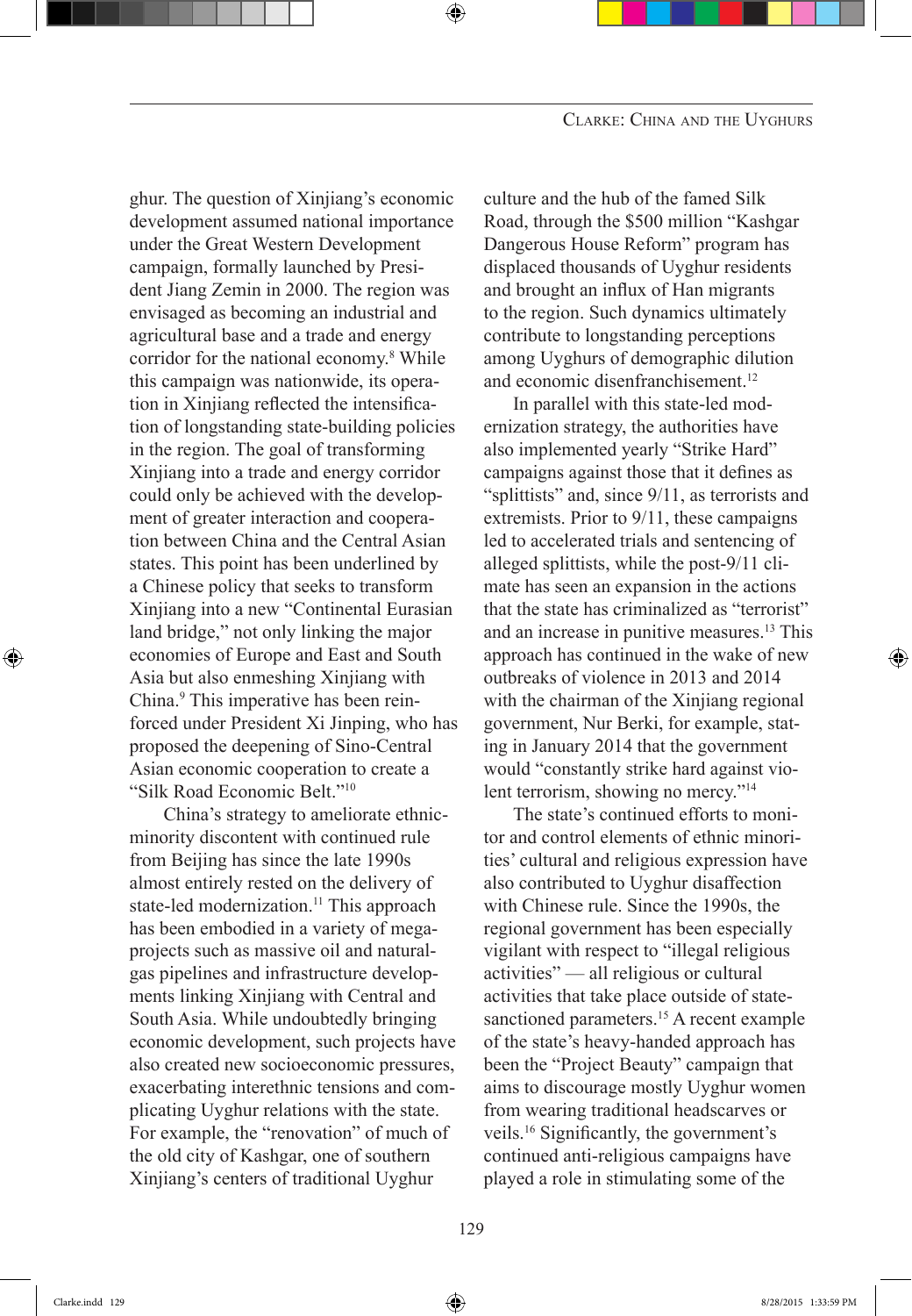ghur. The question of Xinjiang's economic development assumed national importance under the Great Western Development campaign, formally launched by President Jiang Zemin in 2000. The region was envisaged as becoming an industrial and agricultural base and a trade and energy corridor for the national economy.[8] While this campaign was nationwide, its operation in Xinjiang reflected the intensification of longstanding state-building policies in the region. The goal of transforming Xinjiang into a trade and energy corridor could only be achieved with the development of greater interaction and cooperation between China and the Central Asian states. This point has been underlined by a Chinese policy that seeks to transform Xinjiang into a new "Continental Eurasian land bridge," not only linking the major economies of Europe and East and South Asia but also enmeshing Xinjiang with China.[9] This imperative has been reinforced under President Xi Jinping, who has proposed the deepening of Sino-Central Asian economic cooperation to create a "Silk Road Economic Belt."[10]

China's strategy to ameliorate ethnic-minority discontent with continued rule from Beijing has since the late 1990s almost entirely rested on the delivery of state-led modernization.[11] This approach has been embodied in a variety of mega-projects such as massive oil and natural-gas pipelines and infrastructure developments linking Xinjiang with Central and South Asia. While undoubtedly bringing economic development, such projects have also created new socioeconomic pressures, exacerbating interethnic tensions and complicating Uyghur relations with the state. For example, the "renovation" of much of the old city of Kashgar, one of southern Xinjiang's centers of traditional Uyghur culture and the hub of the famed Silk Road, through the $500 million "Kashgar Dangerous House Reform" program has displaced thousands of Uyghur residents and brought an influx of Han migrants to the region. Such dynamics ultimately contribute to longstanding perceptions among Uyghurs of demographic dilution and economic disenfranchisement.[12]

In parallel with this state-led modernization strategy, the authorities have also implemented yearly "Strike Hard" campaigns against those that it defines as "splittists" and, since 9/11, as terrorists and extremists. Prior to 9/11, these campaigns led to accelerated trials and sentencing of alleged splittists, while the post-9/11 climate has seen an expansion in the actions that the state has criminalized as "terrorist" and an increase in punitive measures.[13] This approach has continued in the wake of new outbreaks of violence in 2013 and 2014 with the chairman of the Xinjiang regional government, Nur Berki, for example, stating in January 2014 that the government would "constantly strike hard against violent terrorism, showing no mercy."[14]

The state's continued efforts to monitor and control elements of ethnic minorities' cultural and religious expression have also contributed to Uyghur disaffection with Chinese rule. Since the 1990s, the regional government has been especially vigilant with respect to "illegal religious activities" — all religious or cultural activities that take place outside of state-sanctioned parameters.[15] A recent example of the state's heavy-handed approach has been the "Project Beauty" campaign that aims to discourage mostly Uyghur women from wearing traditional headscarves or veils.[16] Significantly, the government's continued anti-religious campaigns have played a role in stimulating some of the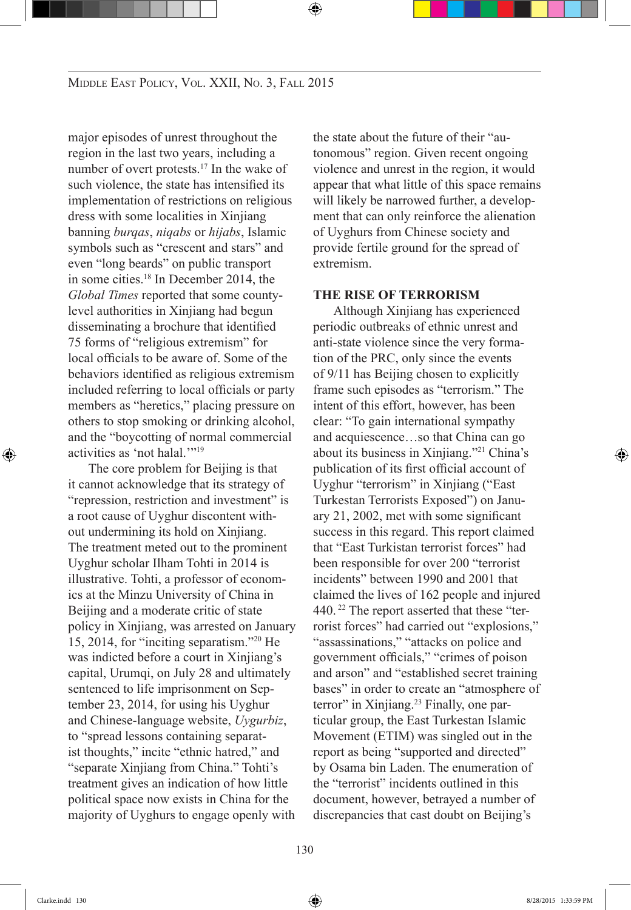major episodes of unrest throughout the region in the last two years, including a number of overt protests.[17] In the wake of such violence, the state has intensified its implementation of restrictions on religious dress with some localities in Xinjiang banning *burqas*, *niqabs* or *hijabs*, Islamic symbols such as "crescent and stars" and even "long beards" on public transport in some cities.[18] In December 2014, the *Global Times* reported that some county-level authorities in Xinjiang had begun disseminating a brochure that identified 75 forms of "religious extremism" for local officials to be aware of. Some of the behaviors identified as religious extremism included referring to local officials or party members as "heretics," placing pressure on others to stop smoking or drinking alcohol, and the "boycotting of normal commercial activities as 'not halal.'"[19]

The core problem for Beijing is that it cannot acknowledge that its strategy of "repression, restriction and investment" is a root cause of Uyghur discontent without undermining its hold on Xinjiang. The treatment meted out to the prominent Uyghur scholar Ilham Tohti in 2014 is illustrative. Tohti, a professor of economics at the Minzu University of China in Beijing and a moderate critic of state policy in Xinjiang, was arrested on January 15, 2014, for "inciting separatism."[20] He was indicted before a court in Xinjiang's capital, Urumqi, on July 28 and ultimately sentenced to life imprisonment on September 23, 2014, for using his Uyghur and Chinese-language website, *Uygurbiz*, to "spread lessons containing separatist thoughts," incite "ethnic hatred," and "separate Xinjiang from China." Tohti's treatment gives an indication of how little political space now exists in China for the majority of Uyghurs to engage openly with the state about the future of their "autonomous" region. Given recent ongoing violence and unrest in the region, it would appear that what little of this space remains will likely be narrowed further, a development that can only reinforce the alienation of Uyghurs from Chinese society and provide fertile ground for the spread of extremism.

## THE RISE OF TERRORISM

Although Xinjiang has experienced periodic outbreaks of ethnic unrest and anti-state violence since the very formation of the PRC, only since the events of 9/11 has Beijing chosen to explicitly frame such episodes as "terrorism." The intent of this effort, however, has been clear: "To gain international sympathy and acquiescence…so that China can go about its business in Xinjiang."[21] China's publication of its first official account of Uyghur "terrorism" in Xinjiang ("East Turkestan Terrorists Exposed") on January 21, 2002, met with some significant success in this regard. This report claimed that "East Turkistan terrorist forces" had been responsible for over 200 "terrorist incidents" between 1990 and 2001 that claimed the lives of 162 people and injured 440.[22] The report asserted that these "terrorist forces" had carried out "explosions," "assassinations," "attacks on police and government officials," "crimes of poison and arson" and "established secret training bases" in order to create an "atmosphere of terror" in Xinjiang.[23] Finally, one particular group, the East Turkestan Islamic Movement (ETIM) was singled out in the report as being "supported and directed" by Osama bin Laden. The enumeration of the "terrorist" incidents outlined in this document, however, betrayed a number of discrepancies that cast doubt on Beijing's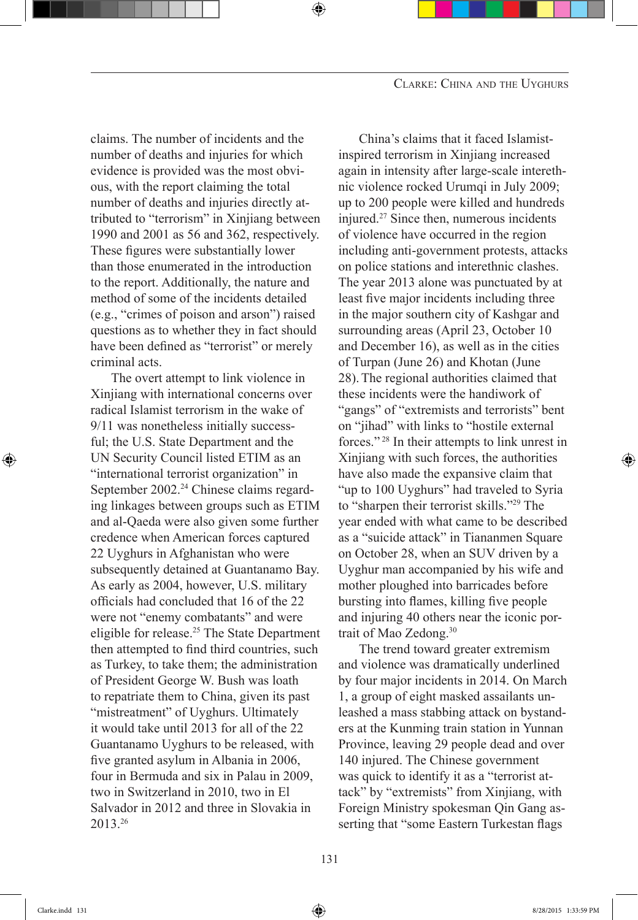claims. The number of incidents and the number of deaths and injuries for which evidence is provided was the most obvious, with the report claiming the total number of deaths and injuries directly attributed to "terrorism" in Xinjiang between 1990 and 2001 as 56 and 362, respectively. These figures were substantially lower than those enumerated in the introduction to the report. Additionally, the nature and method of some of the incidents detailed (e.g., "crimes of poison and arson") raised questions as to whether they in fact should have been defined as "terrorist" or merely criminal acts.

The overt attempt to link violence in Xinjiang with international concerns over radical Islamist terrorism in the wake of 9/11 was nonetheless initially successful; the U.S. State Department and the UN Security Council listed ETIM as an "international terrorist organization" in September 2002.[24] Chinese claims regarding linkages between groups such as ETIM and al-Qaeda were also given some further credence when American forces captured 22 Uyghurs in Afghanistan who were subsequently detained at Guantanamo Bay. As early as 2004, however, U.S. military officials had concluded that 16 of the 22 were not "enemy combatants" and were eligible for release.[25] The State Department then attempted to find third countries, such as Turkey, to take them; the administration of President George W. Bush was loath to repatriate them to China, given its past "mistreatment" of Uyghurs. Ultimately it would take until 2013 for all of the 22 Guantanamo Uyghurs to be released, with five granted asylum in Albania in 2006, four in Bermuda and six in Palau in 2009, two in Switzerland in 2010, two in El Salvador in 2012 and three in Slovakia in 2013.[26]

China's claims that it faced Islamist-inspired terrorism in Xinjiang increased again in intensity after large-scale interethnic violence rocked Urumqi in July 2009; up to 200 people were killed and hundreds injured.[27] Since then, numerous incidents of violence have occurred in the region including anti-government protests, attacks on police stations and interethnic clashes. The year 2013 alone was punctuated by at least five major incidents including three in the major southern city of Kashgar and surrounding areas (April 23, October 10 and December 16), as well as in the cities of Turpan (June 26) and Khotan (June 28). The regional authorities claimed that these incidents were the handiwork of "gangs" of "extremists and terrorists" bent on "jihad" with links to "hostile external forces."[28] In their attempts to link unrest in Xinjiang with such forces, the authorities have also made the expansive claim that "up to 100 Uyghurs" had traveled to Syria to "sharpen their terrorist skills."[29] The year ended with what came to be described as a "suicide attack" in Tiananmen Square on October 28, when an SUV driven by a Uyghur man accompanied by his wife and mother ploughed into barricades before bursting into flames, killing five people and injuring 40 others near the iconic portrait of Mao Zedong.[30]

The trend toward greater extremism and violence was dramatically underlined by four major incidents in 2014. On March 1, a group of eight masked assailants unleashed a mass stabbing attack on bystanders at the Kunming train station in Yunnan Province, leaving 29 people dead and over 140 injured. The Chinese government was quick to identify it as a "terrorist attack" by "extremists" from Xinjiang, with Foreign Ministry spokesman Qin Gang asserting that "some Eastern Turkestan flags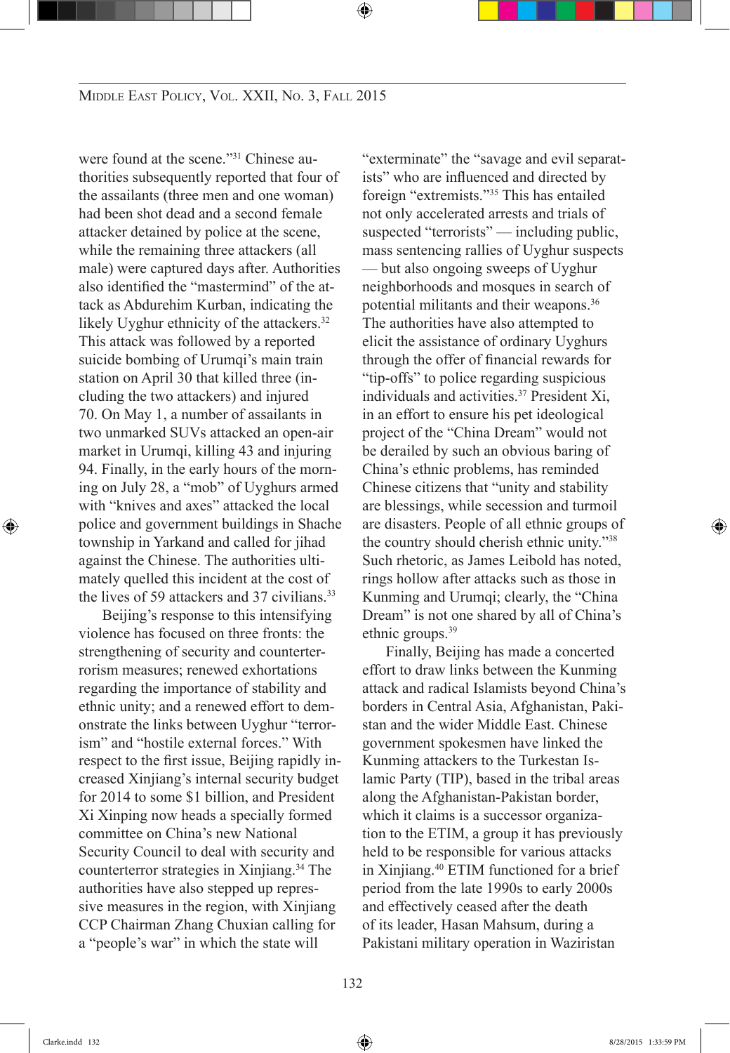were found at the scene."[31] Chinese authorities subsequently reported that four of the assailants (three men and one woman) had been shot dead and a second female attacker detained by police at the scene, while the remaining three attackers (all male) were captured days after. Authorities also identified the "mastermind" of the attack as Abdurehim Kurban, indicating the likely Uyghur ethnicity of the attackers.[32] This attack was followed by a reported suicide bombing of Urumqi's main train station on April 30 that killed three (including the two attackers) and injured 70. On May 1, a number of assailants in two unmarked SUVs attacked an open-air market in Urumqi, killing 43 and injuring 94. Finally, in the early hours of the morning on July 28, a "mob" of Uyghurs armed with "knives and axes" attacked the local police and government buildings in Shache township in Yarkand and called for jihad against the Chinese. The authorities ultimately quelled this incident at the cost of the lives of 59 attackers and 37 civilians.[33]

Beijing's response to this intensifying violence has focused on three fronts: the strengthening of security and counterterrorism measures; renewed exhortations regarding the importance of stability and ethnic unity; and a renewed effort to demonstrate the links between Uyghur "terrorism" and "hostile external forces." With respect to the first issue, Beijing rapidly increased Xinjiang's internal security budget for 2014 to some $1 billion, and President Xi Xinping now heads a specially formed committee on China's new National Security Council to deal with security and counterterror strategies in Xinjiang.[34] The authorities have also stepped up repressive measures in the region, with Xinjiang CCP Chairman Zhang Chuxian calling for a "people's war" in which the state will "exterminate" the "savage and evil separatists" who are influenced and directed by foreign "extremists."[35] This has entailed not only accelerated arrests and trials of suspected "terrorists" — including public, mass sentencing rallies of Uyghur suspects — but also ongoing sweeps of Uyghur neighborhoods and mosques in search of potential militants and their weapons.[36] The authorities have also attempted to elicit the assistance of ordinary Uyghurs through the offer of financial rewards for "tip-offs" to police regarding suspicious individuals and activities.[37] President Xi, in an effort to ensure his pet ideological project of the "China Dream" would not be derailed by such an obvious baring of China's ethnic problems, has reminded Chinese citizens that "unity and stability are blessings, while secession and turmoil are disasters. People of all ethnic groups of the country should cherish ethnic unity."[38] Such rhetoric, as James Leibold has noted, rings hollow after attacks such as those in Kunming and Urumqi; clearly, the "China Dream" is not one shared by all of China's ethnic groups.[39]

Finally, Beijing has made a concerted effort to draw links between the Kunming attack and radical Islamists beyond China's borders in Central Asia, Afghanistan, Pakistan and the wider Middle East. Chinese government spokesmen have linked the Kunming attackers to the Turkestan Islamic Party (TIP), based in the tribal areas along the Afghanistan-Pakistan border, which it claims is a successor organization to the ETIM, a group it has previously held to be responsible for various attacks in Xinjiang.[40] ETIM functioned for a brief period from the late 1990s to early 2000s and effectively ceased after the death of its leader, Hasan Mahsum, during a Pakistani military operation in Waziristan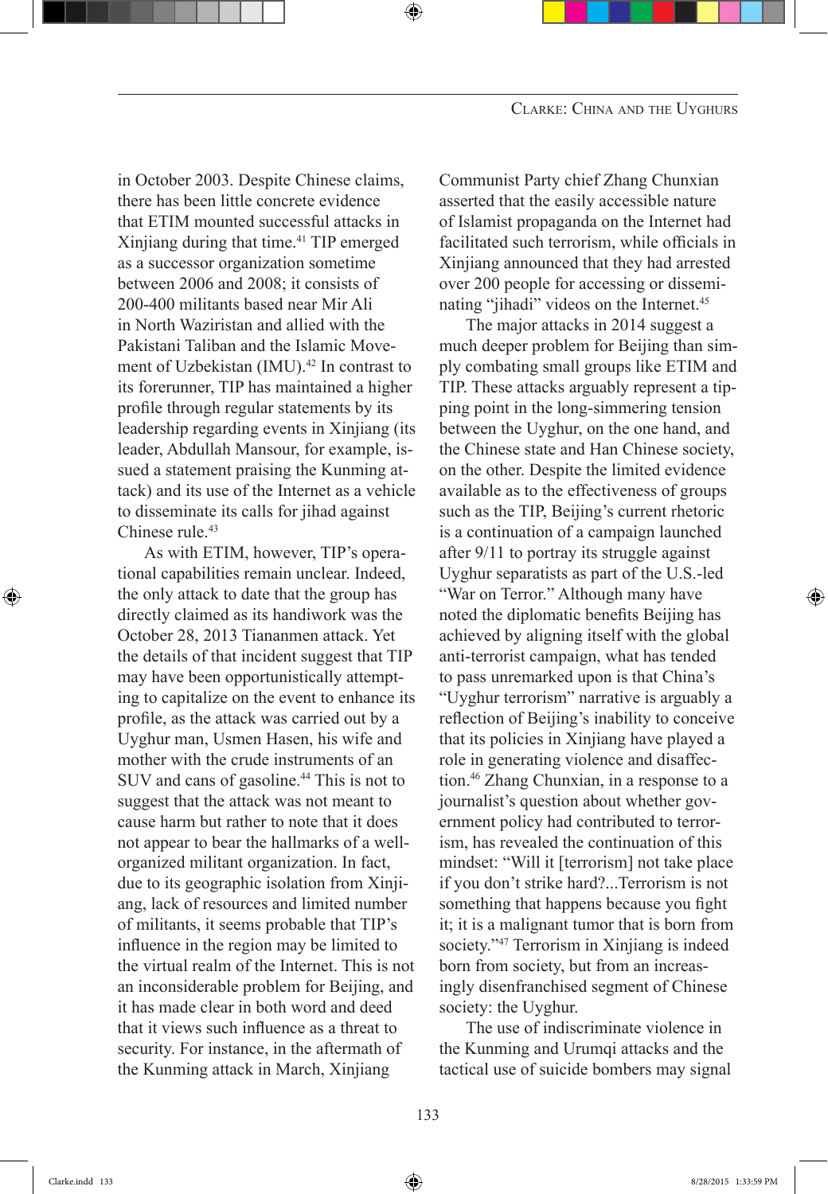in October 2003. Despite Chinese claims, there has been little concrete evidence that ETIM mounted successful attacks in Xinjiang during that time.[41] TIP emerged as a successor organization sometime between 2006 and 2008; it consists of 200-400 militants based near Mir Ali in North Waziristan and allied with the Pakistani Taliban and the Islamic Movement of Uzbekistan (IMU).[42] In contrast to its forerunner, TIP has maintained a higher profile through regular statements by its leadership regarding events in Xinjiang (its leader, Abdullah Mansour, for example, issued a statement praising the Kunming attack) and its use of the Internet as a vehicle to disseminate its calls for jihad against Chinese rule.[43]

As with ETIM, however, TIP's operational capabilities remain unclear. Indeed, the only attack to date that the group has directly claimed as its handiwork was the October 28, 2013 Tiananmen attack. Yet the details of that incident suggest that TIP may have been opportunistically attempting to capitalize on the event to enhance its profile, as the attack was carried out by a Uyghur man, Usmen Hasen, his wife and mother with the crude instruments of an SUV and cans of gasoline.[44] This is not to suggest that the attack was not meant to cause harm but rather to note that it does not appear to bear the hallmarks of a well-organized militant organization. In fact, due to its geographic isolation from Xinjiang, lack of resources and limited number of militants, it seems probable that TIP's influence in the region may be limited to the virtual realm of the Internet. This is not an inconsiderable problem for Beijing, and it has made clear in both word and deed that it views such influence as a threat to security. For instance, in the aftermath of the Kunming attack in March, Xinjiang Communist Party chief Zhang Chunxian asserted that the easily accessible nature of Islamist propaganda on the Internet had facilitated such terrorism, while officials in Xinjiang announced that they had arrested over 200 people for accessing or disseminating "jihadi" videos on the Internet.[45]

The major attacks in 2014 suggest a much deeper problem for Beijing than simply combating small groups like ETIM and TIP. These attacks arguably represent a tipping point in the long-simmering tension between the Uyghur, on the one hand, and the Chinese state and Han Chinese society, on the other. Despite the limited evidence available as to the effectiveness of groups such as the TIP, Beijing's current rhetoric is a continuation of a campaign launched after 9/11 to portray its struggle against Uyghur separatists as part of the U.S.-led "War on Terror." Although many have noted the diplomatic benefits Beijing has achieved by aligning itself with the global anti-terrorist campaign, what has tended to pass unremarked upon is that China's "Uyghur terrorism" narrative is arguably a reflection of Beijing's inability to conceive that its policies in Xinjiang have played a role in generating violence and disaffection.[46] Zhang Chunxian, in a response to a journalist's question about whether government policy had contributed to terrorism, has revealed the continuation of this mindset: "Will it [terrorism] not take place if you don't strike hard?...Terrorism is not something that happens because you fight it; it is a malignant tumor that is born from society."[47] Terrorism in Xinjiang is indeed born from society, but from an increasingly disenfranchised segment of Chinese society: the Uyghur.

The use of indiscriminate violence in the Kunming and Urumqi attacks and the tactical use of suicide bombers may signal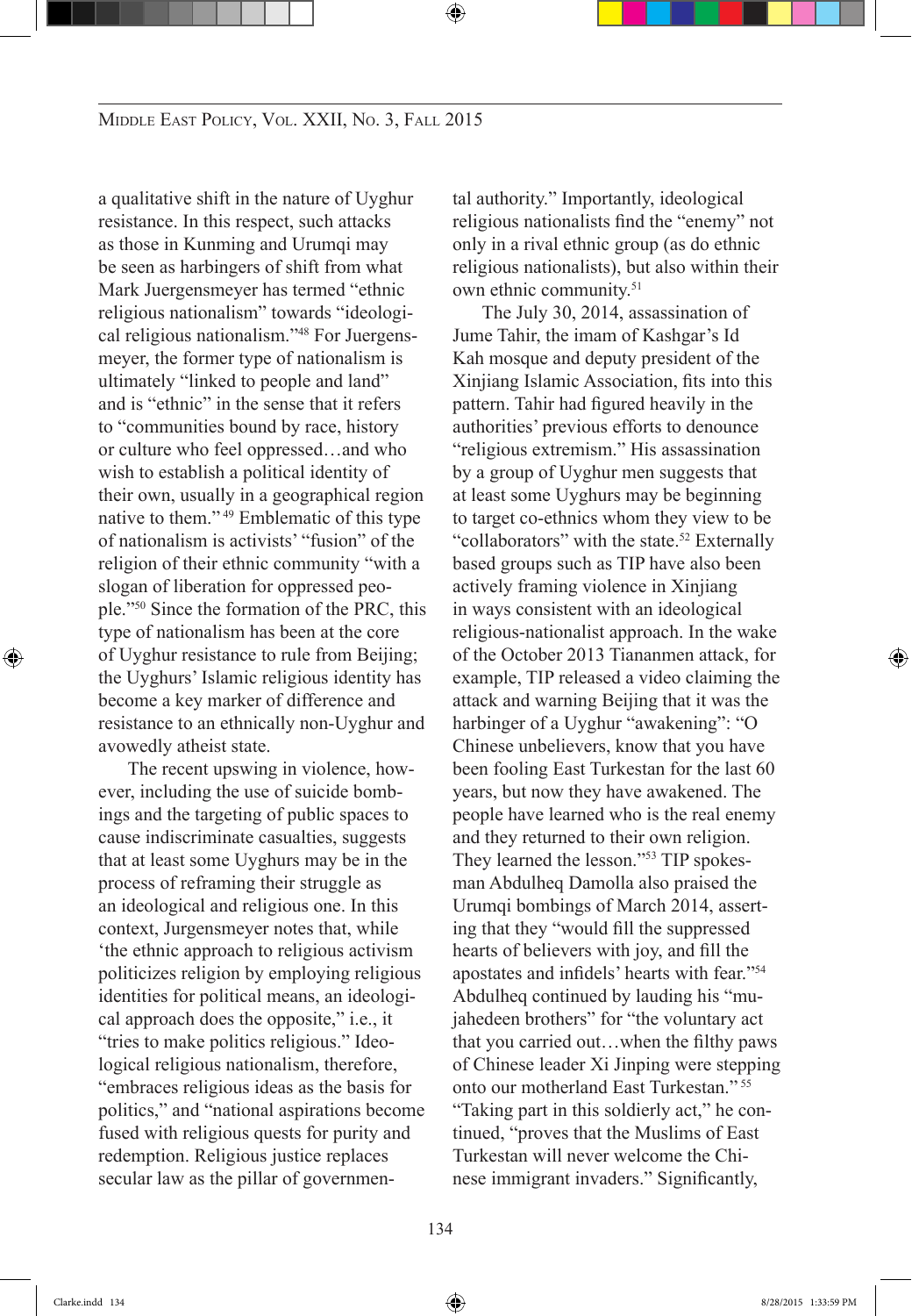a qualitative shift in the nature of Uyghur resistance. In this respect, such attacks as those in Kunming and Urumqi may be seen as harbingers of shift from what Mark Juergensmeyer has termed "ethnic religious nationalism" towards "ideological religious nationalism."[48] For Juergensmeyer, the former type of nationalism is ultimately "linked to people and land" and is "ethnic" in the sense that it refers to "communities bound by race, history or culture who feel oppressed…and who wish to establish a political identity of their own, usually in a geographical region native to them."[49] Emblematic of this type of nationalism is activists' "fusion" of the religion of their ethnic community "with a slogan of liberation for oppressed people."[50] Since the formation of the PRC, this type of nationalism has been at the core of Uyghur resistance to rule from Beijing; the Uyghurs' Islamic religious identity has become a key marker of difference and resistance to an ethnically non-Uyghur and avowedly atheist state.

The recent upswing in violence, however, including the use of suicide bombings and the targeting of public spaces to cause indiscriminate casualties, suggests that at least some Uyghurs may be in the process of reframing their struggle as an ideological and religious one. In this context, Jurgensmeyer notes that, while 'the ethnic approach to religious activism politicizes religion by employing religious identities for political means, an ideological approach does the opposite," i.e., it "tries to make politics religious." Ideological religious nationalism, therefore, "embraces religious ideas as the basis for politics," and "national aspirations become fused with religious quests for purity and redemption. Religious justice replaces secular law as the pillar of governmental authority." Importantly, ideological religious nationalists find the "enemy" not only in a rival ethnic group (as do ethnic religious nationalists), but also within their own ethnic community.[51]

The July 30, 2014, assassination of Jume Tahir, the imam of Kashgar's Id Kah mosque and deputy president of the Xinjiang Islamic Association, fits into this pattern. Tahir had figured heavily in the authorities' previous efforts to denounce "religious extremism." His assassination by a group of Uyghur men suggests that at least some Uyghurs may be beginning to target co-ethnics whom they view to be "collaborators" with the state.[52] Externally based groups such as TIP have also been actively framing violence in Xinjiang in ways consistent with an ideological religious-nationalist approach. In the wake of the October 2013 Tiananmen attack, for example, TIP released a video claiming the attack and warning Beijing that it was the harbinger of a Uyghur "awakening": "O Chinese unbelievers, know that you have been fooling East Turkestan for the last 60 years, but now they have awakened. The people have learned who is the real enemy and they returned to their own religion. They learned the lesson."[53] TIP spokesman Abdulheq Damolla also praised the Urumqi bombings of March 2014, asserting that they "would fill the suppressed hearts of believers with joy, and fill the apostates and infidels' hearts with fear."[54] Abdulheq continued by lauding his "mujahedeen brothers" for "the voluntary act that you carried out…when the filthy paws of Chinese leader Xi Jinping were stepping onto our motherland East Turkestan."[55] "Taking part in this soldierly act," he continued, "proves that the Muslims of East Turkestan will never welcome the Chinese immigrant invaders." Significantly,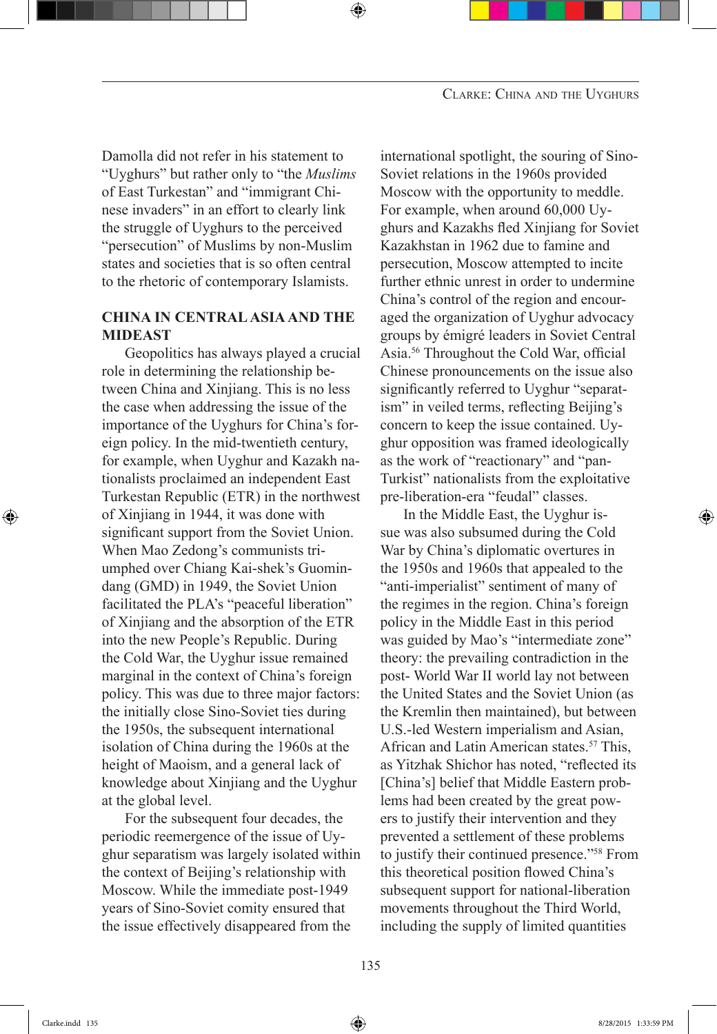Damolla did not refer in his statement to "Uyghurs" but rather only to "the *Muslims* of East Turkestan" and "immigrant Chinese invaders" in an effort to clearly link the struggle of Uyghurs to the perceived "persecution" of Muslims by non-Muslim states and societies that is so often central to the rhetoric of contemporary Islamists.

## CHINA IN CENTRAL ASIA AND THE MIDEAST

Geopolitics has always played a crucial role in determining the relationship between China and Xinjiang. This is no less the case when addressing the issue of the importance of the Uyghurs for China's foreign policy. In the mid-twentieth century, for example, when Uyghur and Kazakh nationalists proclaimed an independent East Turkestan Republic (ETR) in the northwest of Xinjiang in 1944, it was done with significant support from the Soviet Union. When Mao Zedong's communists triumphed over Chiang Kai-shek's Guomindang (GMD) in 1949, the Soviet Union facilitated the PLA's "peaceful liberation" of Xinjiang and the absorption of the ETR into the new People's Republic. During the Cold War, the Uyghur issue remained marginal in the context of China's foreign policy. This was due to three major factors: the initially close Sino-Soviet ties during the 1950s, the subsequent international isolation of China during the 1960s at the height of Maoism, and a general lack of knowledge about Xinjiang and the Uyghur at the global level.

For the subsequent four decades, the periodic reemergence of the issue of Uyghur separatism was largely isolated within the context of Beijing's relationship with Moscow. While the immediate post-1949 years of Sino-Soviet comity ensured that the issue effectively disappeared from the international spotlight, the souring of Sino-Soviet relations in the 1960s provided Moscow with the opportunity to meddle. For example, when around 60,000 Uyghurs and Kazakhs fled Xinjiang for Soviet Kazakhstan in 1962 due to famine and persecution, Moscow attempted to incite further ethnic unrest in order to undermine China's control of the region and encouraged the organization of Uyghur advocacy groups by émigré leaders in Soviet Central Asia.[56] Throughout the Cold War, official Chinese pronouncements on the issue also significantly referred to Uyghur "separatism" in veiled terms, reflecting Beijing's concern to keep the issue contained. Uyghur opposition was framed ideologically as the work of "reactionary" and "pan-Turkist" nationalists from the exploitative pre-liberation-era "feudal" classes.

In the Middle East, the Uyghur issue was also subsumed during the Cold War by China's diplomatic overtures in the 1950s and 1960s that appealed to the "anti-imperialist" sentiment of many of the regimes in the region. China's foreign policy in the Middle East in this period was guided by Mao's "intermediate zone" theory: the prevailing contradiction in the post- World War II world lay not between the United States and the Soviet Union (as the Kremlin then maintained), but between U.S.-led Western imperialism and Asian, African and Latin American states.[57] This, as Yitzhak Shichor has noted, "reflected its [China's] belief that Middle Eastern problems had been created by the great powers to justify their intervention and they prevented a settlement of these problems to justify their continued presence."[58] From this theoretical position flowed China's subsequent support for national-liberation movements throughout the Third World, including the supply of limited quantities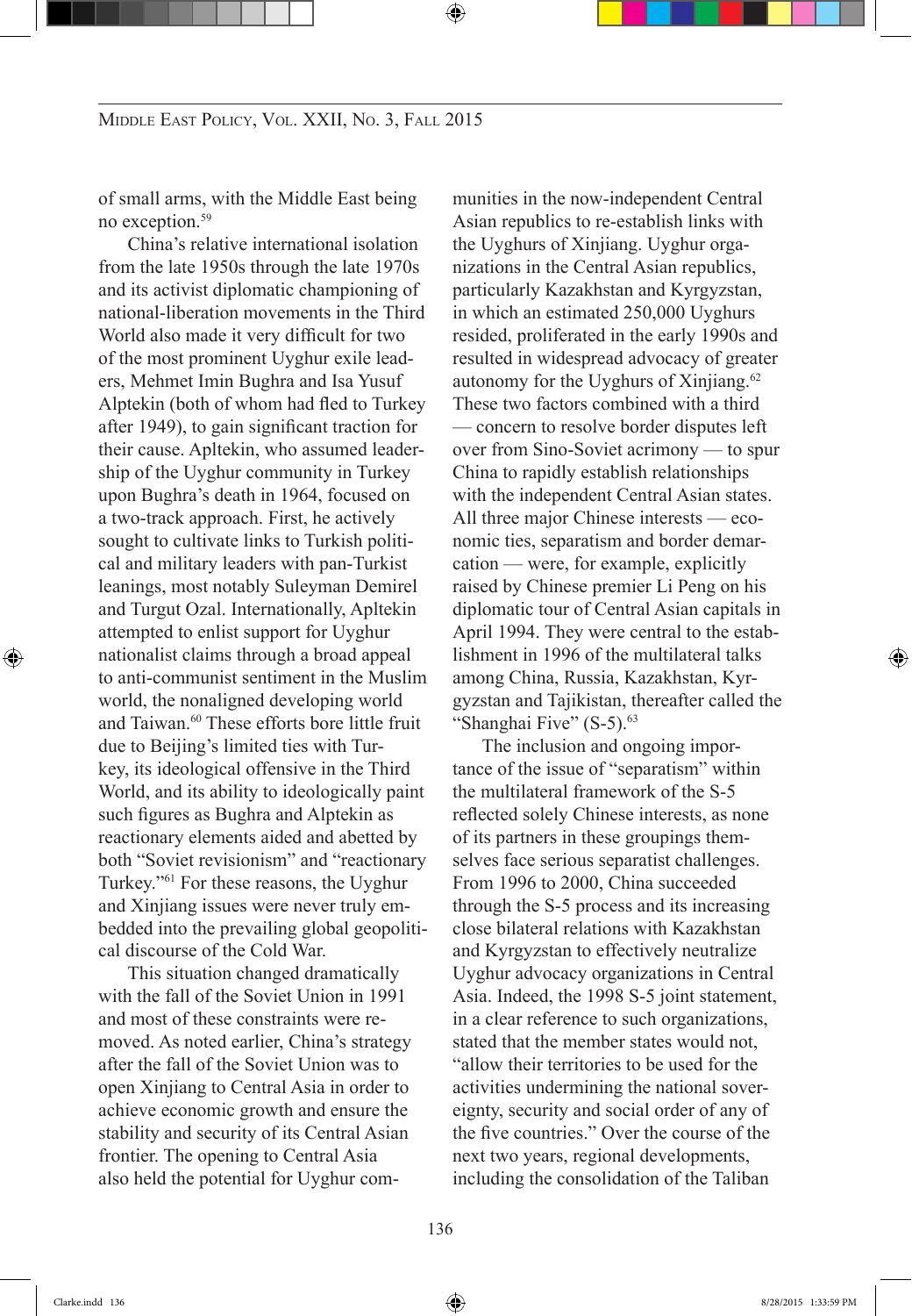of small arms, with the Middle East being no exception.[59]

China's relative international isolation from the late 1950s through the late 1970s and its activist diplomatic championing of national-liberation movements in the Third World also made it very difficult for two of the most prominent Uyghur exile leaders, Mehmet Imin Bughra and Isa Yusuf Alptekin (both of whom had fled to Turkey after 1949), to gain significant traction for their cause. Apltekin, who assumed leadership of the Uyghur community in Turkey upon Bughra's death in 1964, focused on a two-track approach. First, he actively sought to cultivate links to Turkish political and military leaders with pan-Turkist leanings, most notably Suleyman Demirel and Turgut Ozal. Internationally, Apltekin attempted to enlist support for Uyghur nationalist claims through a broad appeal to anti-communist sentiment in the Muslim world, the nonaligned developing world and Taiwan.[60] These efforts bore little fruit due to Beijing's limited ties with Turkey, its ideological offensive in the Third World, and its ability to ideologically paint such figures as Bughra and Alptekin as reactionary elements aided and abetted by both "Soviet revisionism" and "reactionary Turkey."[61] For these reasons, the Uyghur and Xinjiang issues were never truly embedded into the prevailing global geopolitical discourse of the Cold War.

This situation changed dramatically with the fall of the Soviet Union in 1991 and most of these constraints were removed. As noted earlier, China's strategy after the fall of the Soviet Union was to open Xinjiang to Central Asia in order to achieve economic growth and ensure the stability and security of its Central Asian frontier. The opening to Central Asia also held the potential for Uyghur communities in the now-independent Central Asian republics to re-establish links with the Uyghurs of Xinjiang. Uyghur organizations in the Central Asian republics, particularly Kazakhstan and Kyrgyzstan, in which an estimated 250,000 Uyghurs resided, proliferated in the early 1990s and resulted in widespread advocacy of greater autonomy for the Uyghurs of Xinjiang.[62] These two factors combined with a third — concern to resolve border disputes left over from Sino-Soviet acrimony — to spur China to rapidly establish relationships with the independent Central Asian states. All three major Chinese interests — economic ties, separatism and border demarcation — were, for example, explicitly raised by Chinese premier Li Peng on his diplomatic tour of Central Asian capitals in April 1994. They were central to the establishment in 1996 of the multilateral talks among China, Russia, Kazakhstan, Kyrgyzstan and Tajikistan, thereafter called the "Shanghai Five" (S-5).[63]

The inclusion and ongoing importance of the issue of "separatism" within the multilateral framework of the S-5 reflected solely Chinese interests, as none of its partners in these groupings themselves face serious separatist challenges. From 1996 to 2000, China succeeded through the S-5 process and its increasing close bilateral relations with Kazakhstan and Kyrgyzstan to effectively neutralize Uyghur advocacy organizations in Central Asia. Indeed, the 1998 S-5 joint statement, in a clear reference to such organizations, stated that the member states would not, "allow their territories to be used for the activities undermining the national sovereignty, security and social order of any of the five countries." Over the course of the next two years, regional developments, including the consolidation of the Taliban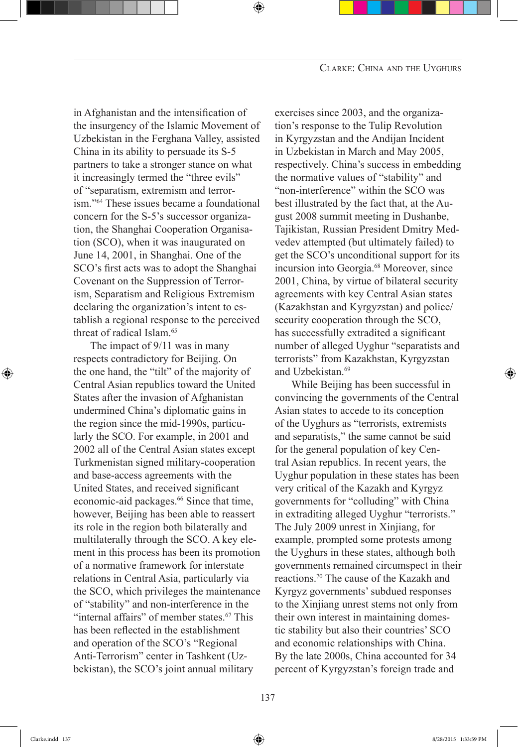in Afghanistan and the intensification of the insurgency of the Islamic Movement of Uzbekistan in the Ferghana Valley, assisted China in its ability to persuade its S-5 partners to take a stronger stance on what it increasingly termed the "three evils" of "separatism, extremism and terrorism."[64] These issues became a foundational concern for the S-5's successor organization, the Shanghai Cooperation Organisation (SCO), when it was inaugurated on June 14, 2001, in Shanghai. One of the SCO's first acts was to adopt the Shanghai Covenant on the Suppression of Terrorism, Separatism and Religious Extremism declaring the organization's intent to establish a regional response to the perceived threat of radical Islam.[65]

The impact of 9/11 was in many respects contradictory for Beijing. On the one hand, the "tilt" of the majority of Central Asian republics toward the United States after the invasion of Afghanistan undermined China's diplomatic gains in the region since the mid-1990s, particularly the SCO. For example, in 2001 and 2002 all of the Central Asian states except Turkmenistan signed military-cooperation and base-access agreements with the United States, and received significant economic-aid packages.[66] Since that time, however, Beijing has been able to reassert its role in the region both bilaterally and multilaterally through the SCO. A key element in this process has been its promotion of a normative framework for interstate relations in Central Asia, particularly via the SCO, which privileges the maintenance of "stability" and non-interference in the "internal affairs" of member states.[67] This has been reflected in the establishment and operation of the SCO's "Regional Anti-Terrorism" center in Tashkent (Uzbekistan), the SCO's joint annual military exercises since 2003, and the organization's response to the Tulip Revolution in Kyrgyzstan and the Andijan Incident in Uzbekistan in March and May 2005, respectively. China's success in embedding the normative values of "stability" and "non-interference" within the SCO was best illustrated by the fact that, at the August 2008 summit meeting in Dushanbe, Tajikistan, Russian President Dmitry Medvedev attempted (but ultimately failed) to get the SCO's unconditional support for its incursion into Georgia.[68] Moreover, since 2001, China, by virtue of bilateral security agreements with key Central Asian states (Kazakhstan and Kyrgyzstan) and police/security cooperation through the SCO, has successfully extradited a significant number of alleged Uyghur "separatists and terrorists" from Kazakhstan, Kyrgyzstan and Uzbekistan.[69]

While Beijing has been successful in convincing the governments of the Central Asian states to accede to its conception of the Uyghurs as "terrorists, extremists and separatists," the same cannot be said for the general population of key Central Asian republics. In recent years, the Uyghur population in these states has been very critical of the Kazakh and Kyrgyz governments for "colluding" with China in extraditing alleged Uyghur "terrorists." The July 2009 unrest in Xinjiang, for example, prompted some protests among the Uyghurs in these states, although both governments remained circumspect in their reactions.[70] The cause of the Kazakh and Kyrgyz governments' subdued responses to the Xinjiang unrest stems not only from their own interest in maintaining domestic stability but also their countries' SCO and economic relationships with China. By the late 2000s, China accounted for 34 percent of Kyrgyzstan's foreign trade and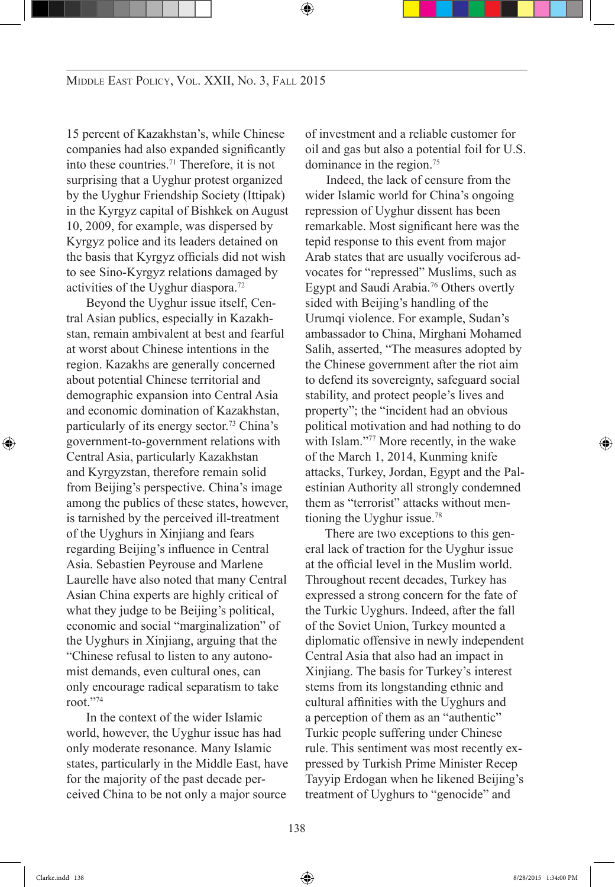15 percent of Kazakhstan's, while Chinese companies had also expanded significantly into these countries.[71] Therefore, it is not surprising that a Uyghur protest organized by the Uyghur Friendship Society (Ittipak) in the Kyrgyz capital of Bishkek on August 10, 2009, for example, was dispersed by Kyrgyz police and its leaders detained on the basis that Kyrgyz officials did not wish to see Sino-Kyrgyz relations damaged by activities of the Uyghur diaspora.[72]

Beyond the Uyghur issue itself, Central Asian publics, especially in Kazakhstan, remain ambivalent at best and fearful at worst about Chinese intentions in the region. Kazakhs are generally concerned about potential Chinese territorial and demographic expansion into Central Asia and economic domination of Kazakhstan, particularly of its energy sector.[73] China's government-to-government relations with Central Asia, particularly Kazakhstan and Kyrgyzstan, therefore remain solid from Beijing's perspective. China's image among the publics of these states, however, is tarnished by the perceived ill-treatment of the Uyghurs in Xinjiang and fears regarding Beijing's influence in Central Asia. Sebastien Peyrouse and Marlene Laurelle have also noted that many Central Asian China experts are highly critical of what they judge to be Beijing's political, economic and social "marginalization" of the Uyghurs in Xinjiang, arguing that the "Chinese refusal to listen to any autonomist demands, even cultural ones, can only encourage radical separatism to take root."[74]

In the context of the wider Islamic world, however, the Uyghur issue has had only moderate resonance. Many Islamic states, particularly in the Middle East, have for the majority of the past decade perceived China to be not only a major source of investment and a reliable customer for oil and gas but also a potential foil for U.S. dominance in the region.[75]

Indeed, the lack of censure from the wider Islamic world for China's ongoing repression of Uyghur dissent has been remarkable. Most significant here was the tepid response to this event from major Arab states that are usually vociferous advocates for "repressed" Muslims, such as Egypt and Saudi Arabia.[76] Others overtly sided with Beijing's handling of the Urumqi violence. For example, Sudan's ambassador to China, Mirghani Mohamed Salih, asserted, "The measures adopted by the Chinese government after the riot aim to defend its sovereignty, safeguard social stability, and protect people's lives and property"; the "incident had an obvious political motivation and had nothing to do with Islam."[77] More recently, in the wake of the March 1, 2014, Kunming knife attacks, Turkey, Jordan, Egypt and the Palestinian Authority all strongly condemned them as "terrorist" attacks without mentioning the Uyghur issue.[78]

There are two exceptions to this general lack of traction for the Uyghur issue at the official level in the Muslim world. Throughout recent decades, Turkey has expressed a strong concern for the fate of the Turkic Uyghurs. Indeed, after the fall of the Soviet Union, Turkey mounted a diplomatic offensive in newly independent Central Asia that also had an impact in Xinjiang. The basis for Turkey's interest stems from its longstanding ethnic and cultural affinities with the Uyghurs and a perception of them as an "authentic" Turkic people suffering under Chinese rule. This sentiment was most recently expressed by Turkish Prime Minister Recep Tayyip Erdogan when he likened Beijing's treatment of Uyghurs to "genocide" and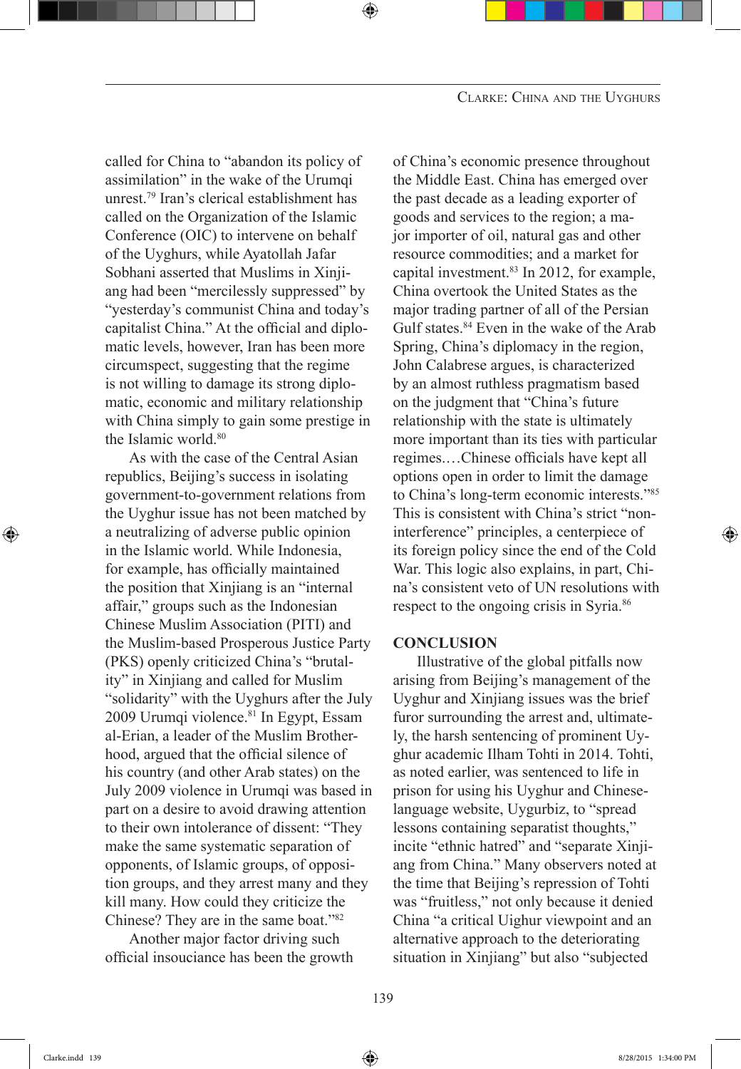called for China to "abandon its policy of assimilation" in the wake of the Urumqi unrest.[79] Iran's clerical establishment has called on the Organization of the Islamic Conference (OIC) to intervene on behalf of the Uyghurs, while Ayatollah Jafar Sobhani asserted that Muslims in Xinjiang had been "mercilessly suppressed" by "yesterday's communist China and today's capitalist China." At the official and diplomatic levels, however, Iran has been more circumspect, suggesting that the regime is not willing to damage its strong diplomatic, economic and military relationship with China simply to gain some prestige in the Islamic world.[80]

As with the case of the Central Asian republics, Beijing's success in isolating government-to-government relations from the Uyghur issue has not been matched by a neutralizing of adverse public opinion in the Islamic world. While Indonesia, for example, has officially maintained the position that Xinjiang is an "internal affair," groups such as the Indonesian Chinese Muslim Association (PITI) and the Muslim-based Prosperous Justice Party (PKS) openly criticized China's "brutality" in Xinjiang and called for Muslim "solidarity" with the Uyghurs after the July 2009 Urumqi violence.[81] In Egypt, Essam al-Erian, a leader of the Muslim Brotherhood, argued that the official silence of his country (and other Arab states) on the July 2009 violence in Urumqi was based in part on a desire to avoid drawing attention to their own intolerance of dissent: "They make the same systematic separation of opponents, of Islamic groups, of opposition groups, and they arrest many and they kill many. How could they criticize the Chinese? They are in the same boat."[82]

Another major factor driving such official insouciance has been the growth of China's economic presence throughout the Middle East. China has emerged over the past decade as a leading exporter of goods and services to the region; a major importer of oil, natural gas and other resource commodities; and a market for capital investment.[83] In 2012, for example, China overtook the United States as the major trading partner of all of the Persian Gulf states.[84] Even in the wake of the Arab Spring, China's diplomacy in the region, John Calabrese argues, is characterized by an almost ruthless pragmatism based on the judgment that "China's future relationship with the state is ultimately more important than its ties with particular regimes.…Chinese officials have kept all options open in order to limit the damage to China's long-term economic interests."[85] This is consistent with China's strict "non-interference" principles, a centerpiece of its foreign policy since the end of the Cold War. This logic also explains, in part, China's consistent veto of UN resolutions with respect to the ongoing crisis in Syria.[86]

## CONCLUSION

Illustrative of the global pitfalls now arising from Beijing's management of the Uyghur and Xinjiang issues was the brief furor surrounding the arrest and, ultimately, the harsh sentencing of prominent Uyghur academic Ilham Tohti in 2014. Tohti, as noted earlier, was sentenced to life in prison for using his Uyghur and Chinese-language website, Uygurbiz, to "spread lessons containing separatist thoughts," incite "ethnic hatred" and "separate Xinjiang from China." Many observers noted at the time that Beijing's repression of Tohti was "fruitless," not only because it denied China "a critical Uighur viewpoint and an alternative approach to the deteriorating situation in Xinjiang" but also "subjected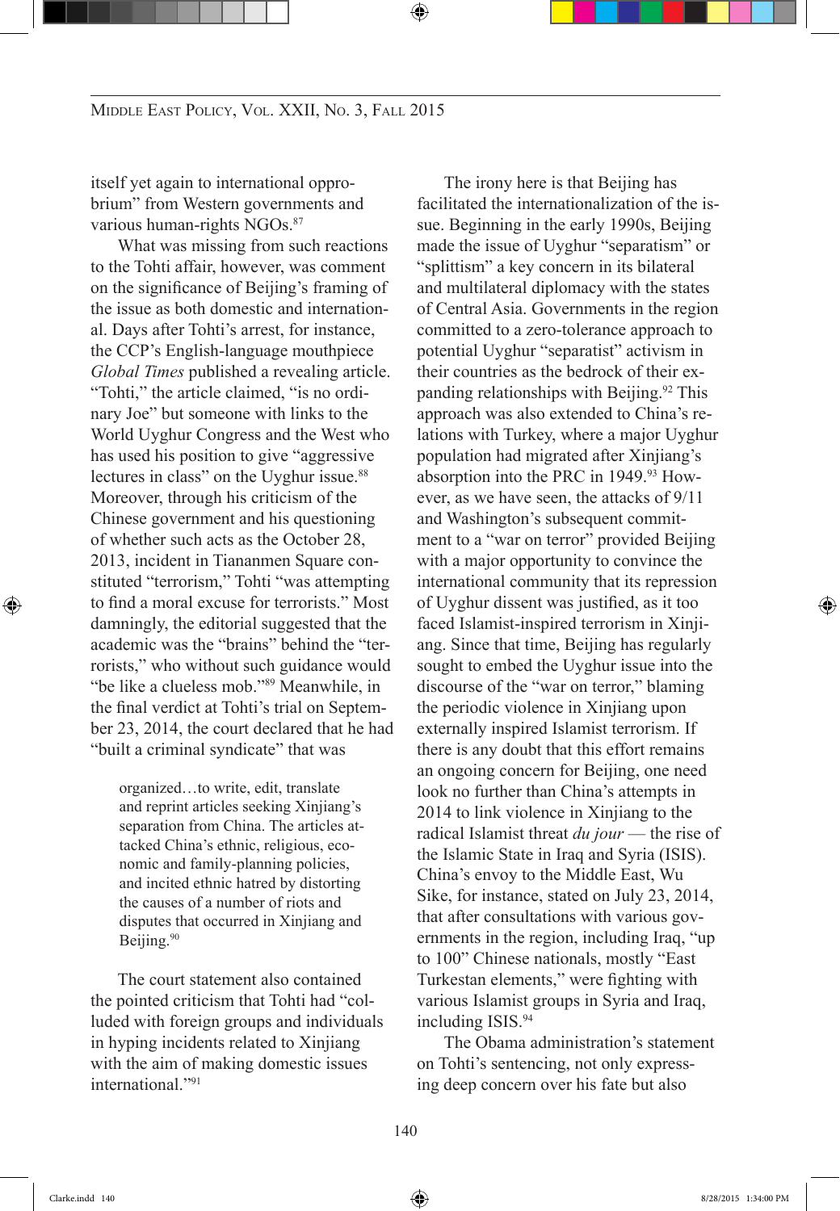itself yet again to international opprobrium" from Western governments and various human-rights NGOs.[87]

What was missing from such reactions to the Tohti affair, however, was comment on the significance of Beijing's framing of the issue as both domestic and international. Days after Tohti's arrest, for instance, the CCP's English-language mouthpiece *Global Times* published a revealing article. "Tohti," the article claimed, "is no ordinary Joe" but someone with links to the World Uyghur Congress and the West who has used his position to give "aggressive lectures in class" on the Uyghur issue.[88] Moreover, through his criticism of the Chinese government and his questioning of whether such acts as the October 28, 2013, incident in Tiananmen Square constituted "terrorism," Tohti "was attempting to find a moral excuse for terrorists." Most damningly, the editorial suggested that the academic was the "brains" behind the "terrorists," who without such guidance would "be like a clueless mob."[89] Meanwhile, in the final verdict at Tohti's trial on September 23, 2014, the court declared that he had "built a criminal syndicate" that was

> organized…to write, edit, translate and reprint articles seeking Xinjiang's separation from China. The articles attacked China's ethnic, religious, economic and family-planning policies, and incited ethnic hatred by distorting the causes of a number of riots and disputes that occurred in Xinjiang and Beijing.[90]

The court statement also contained the pointed criticism that Tohti had "colluded with foreign groups and individuals in hyping incidents related to Xinjiang with the aim of making domestic issues international."[91]

The irony here is that Beijing has facilitated the internationalization of the issue. Beginning in the early 1990s, Beijing made the issue of Uyghur "separatism" or "splittism" a key concern in its bilateral and multilateral diplomacy with the states of Central Asia. Governments in the region committed to a zero-tolerance approach to potential Uyghur "separatist" activism in their countries as the bedrock of their expanding relationships with Beijing.[92] This approach was also extended to China's relations with Turkey, where a major Uyghur population had migrated after Xinjiang's absorption into the PRC in 1949.[93] However, as we have seen, the attacks of 9/11 and Washington's subsequent commitment to a "war on terror" provided Beijing with a major opportunity to convince the international community that its repression of Uyghur dissent was justified, as it too faced Islamist-inspired terrorism in Xinjiang. Since that time, Beijing has regularly sought to embed the Uyghur issue into the discourse of the "war on terror," blaming the periodic violence in Xinjiang upon externally inspired Islamist terrorism. If there is any doubt that this effort remains an ongoing concern for Beijing, one need look no further than China's attempts in 2014 to link violence in Xinjiang to the radical Islamist threat *du jour* — the rise of the Islamic State in Iraq and Syria (ISIS). China's envoy to the Middle East, Wu Sike, for instance, stated on July 23, 2014, that after consultations with various governments in the region, including Iraq, "up to 100" Chinese nationals, mostly "East Turkestan elements," were fighting with various Islamist groups in Syria and Iraq, including ISIS.[94]

The Obama administration's statement on Tohti's sentencing, not only expressing deep concern over his fate but also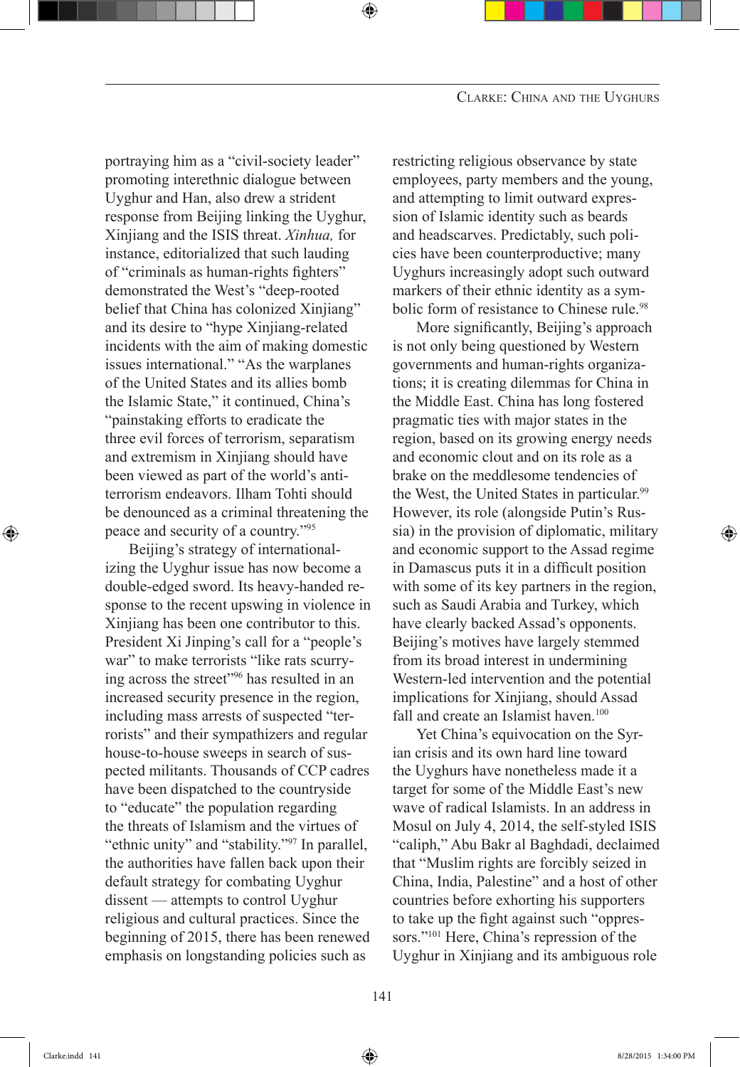portraying him as a "civil-society leader" promoting interethnic dialogue between Uyghur and Han, also drew a strident response from Beijing linking the Uyghur, Xinjiang and the ISIS threat. *Xinhua,* for instance, editorialized that such lauding of "criminals as human-rights fighters" demonstrated the West's "deep-rooted belief that China has colonized Xinjiang" and its desire to "hype Xinjiang-related incidents with the aim of making domestic issues international." "As the warplanes of the United States and its allies bomb the Islamic State," it continued, China's "painstaking efforts to eradicate the three evil forces of terrorism, separatism and extremism in Xinjiang should have been viewed as part of the world's anti-terrorism endeavors. Ilham Tohti should be denounced as a criminal threatening the peace and security of a country."[95]

Beijing's strategy of internationalizing the Uyghur issue has now become a double-edged sword. Its heavy-handed response to the recent upswing in violence in Xinjiang has been one contributor to this. President Xi Jinping's call for a "people's war" to make terrorists "like rats scurrying across the street"[96] has resulted in an increased security presence in the region, including mass arrests of suspected "terrorists" and their sympathizers and regular house-to-house sweeps in search of suspected militants. Thousands of CCP cadres have been dispatched to the countryside to "educate" the population regarding the threats of Islamism and the virtues of "ethnic unity" and "stability."[97] In parallel, the authorities have fallen back upon their default strategy for combating Uyghur dissent — attempts to control Uyghur religious and cultural practices. Since the beginning of 2015, there has been renewed emphasis on longstanding policies such as restricting religious observance by state employees, party members and the young, and attempting to limit outward expression of Islamic identity such as beards and headscarves. Predictably, such policies have been counterproductive; many Uyghurs increasingly adopt such outward markers of their ethnic identity as a symbolic form of resistance to Chinese rule.[98]

More significantly, Beijing's approach is not only being questioned by Western governments and human-rights organizations; it is creating dilemmas for China in the Middle East. China has long fostered pragmatic ties with major states in the region, based on its growing energy needs and economic clout and on its role as a brake on the meddlesome tendencies of the West, the United States in particular.[99] However, its role (alongside Putin's Russia) in the provision of diplomatic, military and economic support to the Assad regime in Damascus puts it in a difficult position with some of its key partners in the region, such as Saudi Arabia and Turkey, which have clearly backed Assad's opponents. Beijing's motives have largely stemmed from its broad interest in undermining Western-led intervention and the potential implications for Xinjiang, should Assad fall and create an Islamist haven.[100]

Yet China's equivocation on the Syrian crisis and its own hard line toward the Uyghurs have nonetheless made it a target for some of the Middle East's new wave of radical Islamists. In an address in Mosul on July 4, 2014, the self-styled ISIS "caliph," Abu Bakr al Baghdadi, declaimed that "Muslim rights are forcibly seized in China, India, Palestine" and a host of other countries before exhorting his supporters to take up the fight against such "oppressors."[101] Here, China's repression of the Uyghur in Xinjiang and its ambiguous role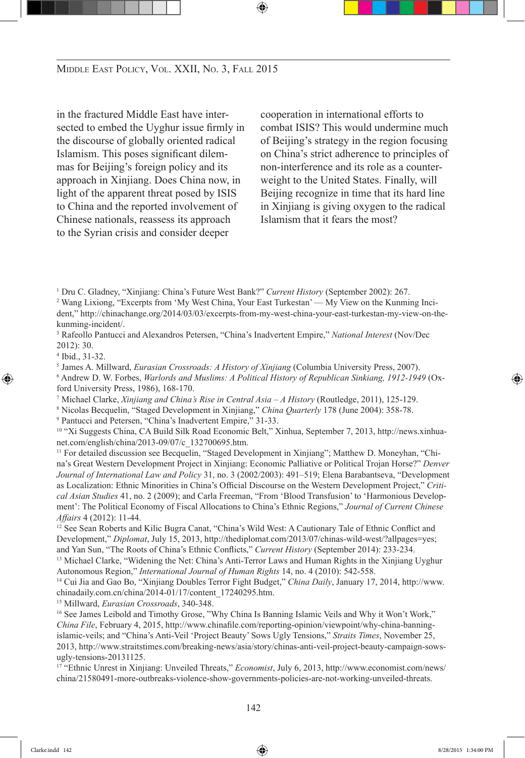in the fractured Middle East have intersected to embed the Uyghur issue firmly in the discourse of globally oriented radical Islamism. This poses significant dilemmas for Beijing's foreign policy and its approach in Xinjiang. Does China now, in light of the apparent threat posed by ISIS to China and the reported involvement of Chinese nationals, reassess its approach to the Syrian crisis and consider deeper cooperation in international efforts to combat ISIS? This would undermine much of Beijing's strategy in the region focusing on China's strict adherence to principles of non-interference and its role as a counterweight to the United States. Finally, will Beijing recognize in time that its hard line in Xinjiang is giving oxygen to the radical Islamism that it fears the most?

---

[1] Dru C. Gladney, "Xinjiang: China's Future West Bank?" *Current History* (September 2002): 267.

[2] Wang Lixiong, "Excerpts from 'My West China, Your East Turkestan' — My View on the Kunming Incident," http://chinachange.org/2014/03/03/excerpts-from-my-west-china-your-east-turkestan-my-view-on-the-kunming-incident/.

[3] Rafeollo Pantucci and Alexandros Petersen, "China's Inadvertent Empire," *National Interest* (Nov/Dec 2012): 30.

[4] Ibid., 31-32.

[5] James A. Millward, *Eurasian Crossroads: A History of Xinjiang* (Columbia University Press, 2007).

[6] Andrew D. W. Forbes, *Warlords and Muslims: A Political History of Republican Sinkiang, 1912-1949* (Oxford University Press, 1986), 168-170.

[7] Michael Clarke, *Xinjiang and China's Rise in Central Asia – A History* (Routledge, 2011), 125-129.

[8] Nicolas Becquelin, "Staged Development in Xinjiang," *China Quarterly* 178 (June 2004): 358-78.

[9] Pantucci and Petersen, "China's Inadvertent Empire," 31-33.

[10] "Xi Suggests China, CA Build Silk Road Economic Belt," Xinhua, September 7, 2013, http://news.xinhuanet.com/english/china/2013-09/07/c_132700695.htm.

[11] For detailed discussion see Becquelin, "Staged Development in Xinjiang"; Matthew D. Moneyhan, "China's Great Western Development Project in Xinjiang: Economic Palliative or Political Trojan Horse?" *Denver Journal of International Law and Policy* 31, no. 3 (2002/2003): 491–519; Elena Barabantseva, "Development as Localization: Ethnic Minorities in China's Official Discourse on the Western Development Project," *Critical Asian Studies* 41, no. 2 (2009); and Carla Freeman, "From 'Blood Transfusion' to 'Harmonious Development': The Political Economy of Fiscal Allocations to China's Ethnic Regions," *Journal of Current Chinese Affairs* 4 (2012): 11-44.

[12] See Sean Roberts and Kilic Bugra Canat, "China's Wild West: A Cautionary Tale of Ethnic Conflict and Development," *Diplomat*, July 15, 2013, http://thediplomat.com/2013/07/chinas-wild-west/?allpages=yes; and Yan Sun, "The Roots of China's Ethnic Conflicts," *Current History* (September 2014): 233-234.

[13] Michael Clarke, "Widening the Net: China's Anti-Terror Laws and Human Rights in the Xinjiang Uyghur Autonomous Region," *International Journal of Human Rights* 14, no. 4 (2010): 542-558.

[14] Cui Jia and Gao Bo, "Xinjiang Doubles Terror Fight Budget," *China Daily*, January 17, 2014, http://www.chinadaily.com.cn/china/2014-01/17/content_17240295.htm.

[15] Millward, *Eurasian Crossroads*, 340-348.

[16] See James Leibold and Timothy Grose, "Why China Is Banning Islamic Veils and Why it Won't Work," *China File*, February 4, 2015, http://www.chinafile.com/reporting-opinion/viewpoint/why-china-banning-islamic-veils; and "China's Anti-Veil 'Project Beauty' Sows Ugly Tensions," *Straits Times*, November 25, 2013, http://www.straitstimes.com/breaking-news/asia/story/chinas-anti-veil-project-beauty-campaign-sows-ugly-tensions-20131125.

[17] "Ethnic Unrest in Xinjiang: Unveiled Threats," *Economist*, July 6, 2013, http://www.economist.com/news/china/21580491-more-outbreaks-violence-show-governments-policies-are-not-working-unveiled-threats.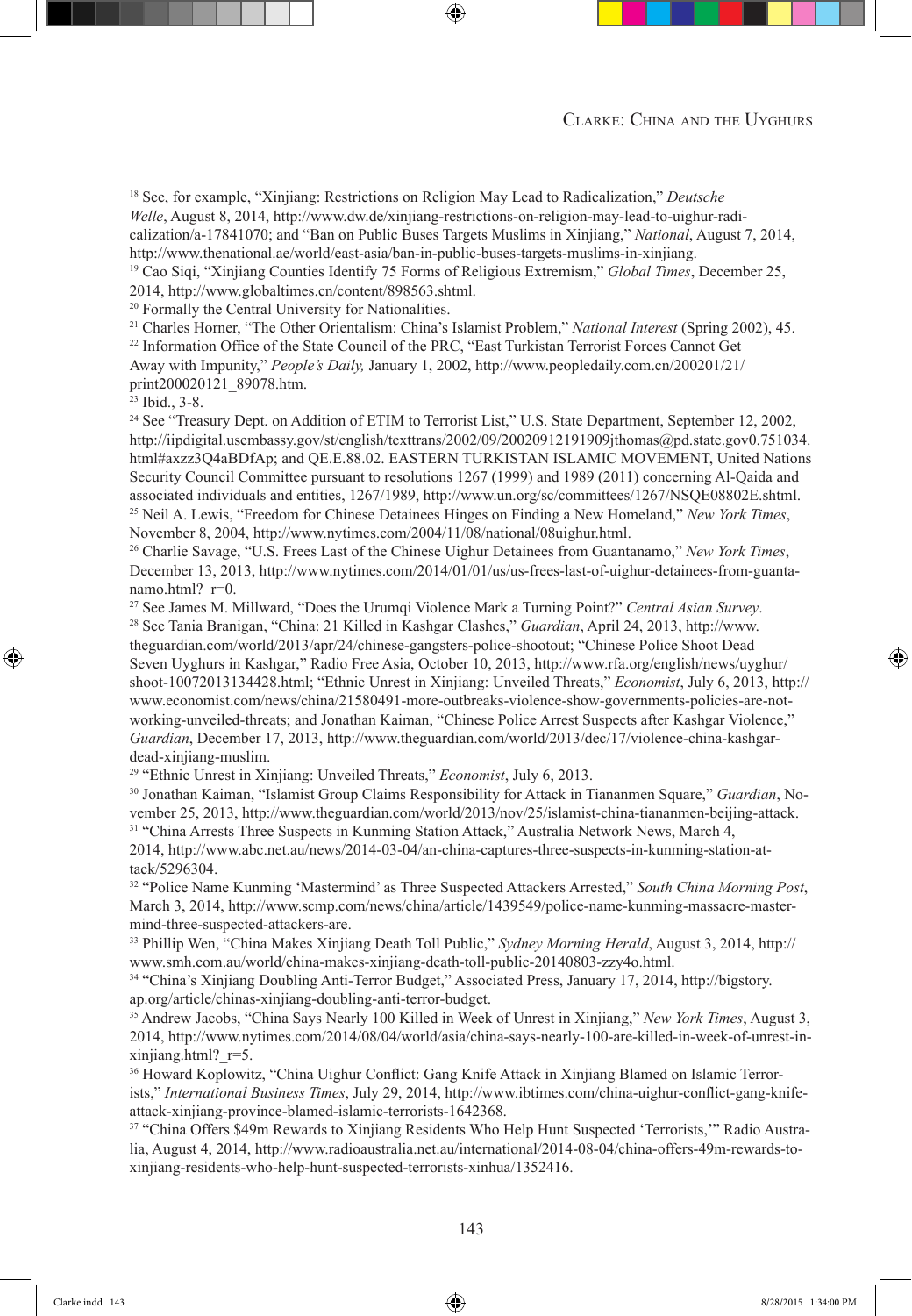[18] See, for example, "Xinjiang: Restrictions on Religion May Lead to Radicalization," *Deutsche Welle*, August 8, 2014, http://www.dw.de/xinjiang-restrictions-on-religion-may-lead-to-uighur-radicalization/a-17841070; and "Ban on Public Buses Targets Muslims in Xinjiang," *National*, August 7, 2014, http://www.thenational.ae/world/east-asia/ban-in-public-buses-targets-muslims-in-xinjiang.

[19] Cao Siqi, "Xinjiang Counties Identify 75 Forms of Religious Extremism," *Global Times*, December 25, 2014, http://www.globaltimes.cn/content/898563.shtml.

[20] Formally the Central University for Nationalities.

[21] Charles Horner, "The Other Orientalism: China's Islamist Problem," *National Interest* (Spring 2002), 45.

[22] Information Office of the State Council of the PRC, "East Turkistan Terrorist Forces Cannot Get Away with Impunity," *People's Daily,* January 1, 2002, http://www.peopledaily.com.cn/200201/21/print20020121_89078.htm.

[23] Ibid., 3-8.

[24] See "Treasury Dept. on Addition of ETIM to Terrorist List," U.S. State Department, September 12, 2002, http://iipdigital.usembassy.gov/st/english/texttrans/2002/09/20020912191909jthomas@pd.state.gov0.751034.html#axzz3Q4aBDfAp; and QE.E.88.02. EASTERN TURKISTAN ISLAMIC MOVEMENT, United Nations Security Council Committee pursuant to resolutions 1267 (1999) and 1989 (2011) concerning Al-Qaida and associated individuals and entities, 1267/1989, http://www.un.org/sc/committees/1267/NSQE08802E.shtml.

[25] Neil A. Lewis, "Freedom for Chinese Detainees Hinges on Finding a New Homeland," *New York Times*, November 8, 2004, http://www.nytimes.com/2004/11/08/national/08uighur.html.

[26] Charlie Savage, "U.S. Frees Last of the Chinese Uighur Detainees from Guantanamo," *New York Times*, December 13, 2013, http://www.nytimes.com/2014/01/01/us/us-frees-last-of-uighur-detainees-from-guantanamo.html?_r=0.

[27] See James M. Millward, "Does the Urumqi Violence Mark a Turning Point?" *Central Asian Survey*.

[28] See Tania Branigan, "China: 21 Killed in Kashgar Clashes," *Guardian*, April 24, 2013, http://www.theguardian.com/world/2013/apr/24/chinese-gangsters-police-shootout; "Chinese Police Shoot Dead Seven Uyghurs in Kashgar," Radio Free Asia, October 10, 2013, http://www.rfa.org/english/news/uyghur/shoot-10072013134428.html; "Ethnic Unrest in Xinjiang: Unveiled Threats," *Economist*, July 6, 2013, http://www.economist.com/news/china/21580491-more-outbreaks-violence-show-governments-policies-are-not-working-unveiled-threats; and Jonathan Kaiman, "Chinese Police Arrest Suspects after Kashgar Violence," *Guardian*, December 17, 2013, http://www.theguardian.com/world/2013/dec/17/violence-china-kashgar-dead-xinjiang-muslim.

[29] "Ethnic Unrest in Xinjiang: Unveiled Threats," *Economist*, July 6, 2013.

[30] Jonathan Kaiman, "Islamist Group Claims Responsibility for Attack in Tiananmen Square," *Guardian*, November 25, 2013, http://www.theguardian.com/world/2013/nov/25/islamist-china-tiananmen-beijing-attack.

[31] "China Arrests Three Suspects in Kunming Station Attack," Australia Network News, March 4, 2014, http://www.abc.net.au/news/2014-03-04/an-china-captures-three-suspects-in-kunming-station-attack/5296304.

[32] "Police Name Kunming 'Mastermind' as Three Suspected Attackers Arrested," *South China Morning Post*, March 3, 2014, http://www.scmp.com/news/china/article/1439549/police-name-kunming-massacre-mastermind-three-suspected-attackers-are.

[33] Phillip Wen, "China Makes Xinjiang Death Toll Public," *Sydney Morning Herald*, August 3, 2014, http://www.smh.com.au/world/china-makes-xinjiang-death-toll-public-20140803-zzy4o.html.

[34] "China's Xinjiang Doubling Anti-Terror Budget," Associated Press, January 17, 2014, http://bigstory.ap.org/article/chinas-xinjiang-doubling-anti-terror-budget.

[35] Andrew Jacobs, "China Says Nearly 100 Killed in Week of Unrest in Xinjiang," *New York Times*, August 3, 2014, http://www.nytimes.com/2014/08/04/world/asia/china-says-nearly-100-are-killed-in-week-of-unrest-in-xinjiang.html?_r=5.

[36] Howard Koplowitz, "China Uighur Conflict: Gang Knife Attack in Xinjiang Blamed on Islamic Terrorists," *International Business Times*, July 29, 2014, http://www.ibtimes.com/china-uighur-conflict-gang-knife-attack-xinjiang-province-blamed-islamic-terrorists-1642368.

[37] "China Offers $49m Rewards to Xinjiang Residents Who Help Hunt Suspected 'Terrorists,'" Radio Australia, August 4, 2014, http://www.radioaustralia.net.au/international/2014-08-04/china-offers-49m-rewards-to-xinjiang-residents-who-help-hunt-suspected-terrorists-xinhua/1352416.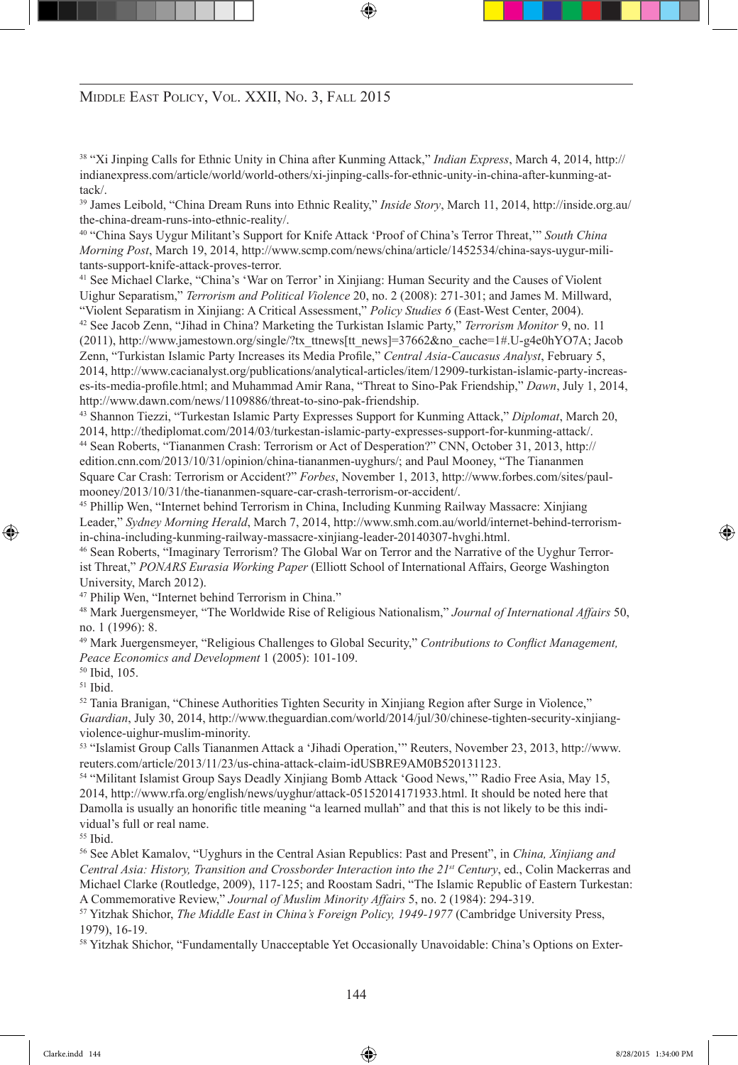[38] "Xi Jinping Calls for Ethnic Unity in China after Kunming Attack," *Indian Express*, March 4, 2014, http://indianexpress.com/article/world/world-others/xi-jinping-calls-for-ethnic-unity-in-china-after-kunming-attack/.

[39] James Leibold, "China Dream Runs into Ethnic Reality," *Inside Story*, March 11, 2014, http://inside.org.au/the-china-dream-runs-into-ethnic-reality/.

[40] "China Says Uygur Militant's Support for Knife Attack 'Proof of China's Terror Threat,'" *South China Morning Post*, March 19, 2014, http://www.scmp.com/news/china/article/1452534/china-says-uygur-militants-support-knife-attack-proves-terror.

[41] See Michael Clarke, "China's 'War on Terror' in Xinjiang: Human Security and the Causes of Violent Uighur Separatism," *Terrorism and Political Violence* 20, no. 2 (2008): 271-301; and James M. Millward, "Violent Separatism in Xinjiang: A Critical Assessment," *Policy Studies 6* (East-West Center, 2004).

[42] See Jacob Zenn, "Jihad in China? Marketing the Turkistan Islamic Party," *Terrorism Monitor* 9, no. 11 (2011), http://www.jamestown.org/single/?tx_ttnews[tt_news]=37662&no_cache=1#.U-g4e0hYO7A; Jacob Zenn, "Turkistan Islamic Party Increases its Media Profile," *Central Asia-Caucasus Analyst*, February 5, 2014, http://www.cacianalyst.org/publications/analytical-articles/item/12909-turkistan-islamic-party-increases-its-media-profile.html; and Muhammad Amir Rana, "Threat to Sino-Pak Friendship," *Dawn*, July 1, 2014, http://www.dawn.com/news/1109886/threat-to-sino-pak-friendship.

[43] Shannon Tiezzi, "Turkestan Islamic Party Expresses Support for Kunming Attack," *Diplomat*, March 20, 2014, http://thediplomat.com/2014/03/turkestan-islamic-party-expresses-support-for-kunming-attack/.

[44] Sean Roberts, "Tiananmen Crash: Terrorism or Act of Desperation?" CNN, October 31, 2013, http://edition.cnn.com/2013/10/31/opinion/china-tiananmen-uyghurs/; and Paul Mooney, "The Tiananmen Square Car Crash: Terrorism or Accident?" *Forbes*, November 1, 2013, http://www.forbes.com/sites/paulmooney/2013/10/31/the-tiananmen-square-car-crash-terrorism-or-accident/.

[45] Phillip Wen, "Internet behind Terrorism in China, Including Kunming Railway Massacre: Xinjiang Leader," *Sydney Morning Herald*, March 7, 2014, http://www.smh.com.au/world/internet-behind-terrorism-in-china-including-kunming-railway-massacre-xinjiang-leader-20140307-hvghi.html.

[46] Sean Roberts, "Imaginary Terrorism? The Global War on Terror and the Narrative of the Uyghur Terrorist Threat," *PONARS Eurasia Working Paper* (Elliott School of International Affairs, George Washington University, March 2012).

[47] Philip Wen, "Internet behind Terrorism in China."

[48] Mark Juergensmeyer, "The Worldwide Rise of Religious Nationalism," *Journal of International Affairs* 50, no. 1 (1996): 8.

[49] Mark Juergensmeyer, "Religious Challenges to Global Security," *Contributions to Conflict Management, Peace Economics and Development* 1 (2005): 101-109.

[50] Ibid, 105.

[51] Ibid.

[52] Tania Branigan, "Chinese Authorities Tighten Security in Xinjiang Region after Surge in Violence," *Guardian*, July 30, 2014, http://www.theguardian.com/world/2014/jul/30/chinese-tighten-security-xinjiang-violence-uighur-muslim-minority.

[53] "Islamist Group Calls Tiananmen Attack a 'Jihadi Operation,'" Reuters, November 23, 2013, http://www.reuters.com/article/2013/11/23/us-china-attack-claim-idUSBRE9AM0B520131123.

[54] "Militant Islamist Group Says Deadly Xinjiang Bomb Attack 'Good News,'" Radio Free Asia, May 15, 2014, http://www.rfa.org/english/news/uyghur/attack-05152014171933.html. It should be noted here that Damolla is usually an honorific title meaning "a learned mullah" and that this is not likely to be this individual's full or real name.

[55] Ibid.

[56] See Ablet Kamalov, "Uyghurs in the Central Asian Republics: Past and Present", in *China, Xinjiang and Central Asia: History, Transition and Crossborder Interaction into the 21st Century*, ed., Colin Mackerras and Michael Clarke (Routledge, 2009), 117-125; and Roostam Sadri, "The Islamic Republic of Eastern Turkestan: A Commemorative Review," *Journal of Muslim Minority Affairs* 5, no. 2 (1984): 294-319.

[57] Yitzhak Shichor, *The Middle East in China's Foreign Policy, 1949-1977* (Cambridge University Press, 1979), 16-19.

[58] Yitzhak Shichor, "Fundamentally Unacceptable Yet Occasionally Unavoidable: China's Options on Exter-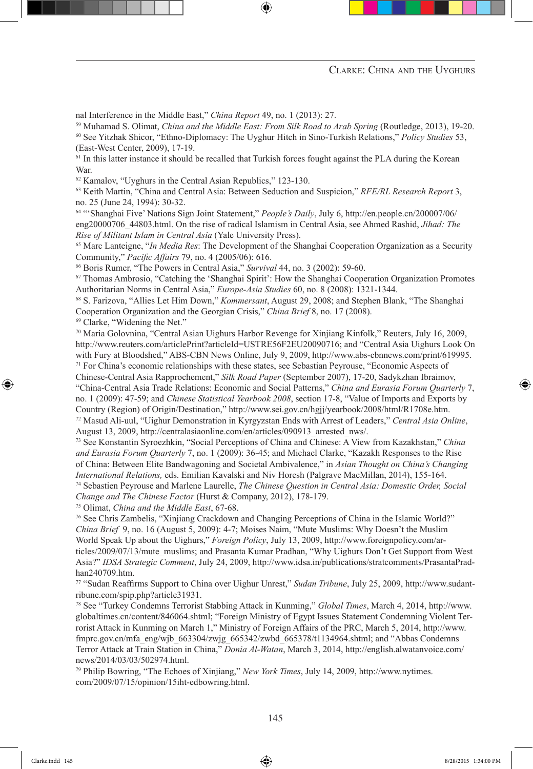nal Interference in the Middle East," *China Report* 49, no. 1 (2013): 27.

[59] Muhamad S. Olimat, *China and the Middle East: From Silk Road to Arab Spring* (Routledge, 2013), 19-20.

[60] See Yitzhak Shicor, "Ethno-Diplomacy: The Uyghur Hitch in Sino-Turkish Relations," *Policy Studies* 53, (East-West Center, 2009), 17-19.

[61] In this latter instance it should be recalled that Turkish forces fought against the PLA during the Korean War.

[62] Kamalov, "Uyghurs in the Central Asian Republics," 123-130.

[63] Keith Martin, "China and Central Asia: Between Seduction and Suspicion," *RFE/RL Research Report* 3, no. 25 (June 24, 1994): 30-32.

[64] "'Shanghai Five' Nations Sign Joint Statement," *People's Daily*, July 6, http://en.people.cn/200007/06/eng20000706_44803.html. On the rise of radical Islamism in Central Asia, see Ahmed Rashid, *Jihad: The Rise of Militant Islam in Central Asia* (Yale University Press).

[65] Marc Lanteigne, "*In Media Res*: The Development of the Shanghai Cooperation Organization as a Security Community," *Pacific Affairs* 79, no. 4 (2005/06): 616.

[66] Boris Rumer, "The Powers in Central Asia," *Survival* 44, no. 3 (2002): 59-60.

[67] Thomas Ambrosio, "Catching the 'Shanghai Spirit': How the Shanghai Cooperation Organization Promotes Authoritarian Norms in Central Asia," *Europe-Asia Studies* 60, no. 8 (2008): 1321-1344.

[68] S. Farizova, "Allies Let Him Down," *Kommersant*, August 29, 2008; and Stephen Blank, "The Shanghai Cooperation Organization and the Georgian Crisis," *China Brief* 8, no. 17 (2008).

[69] Clarke, "Widening the Net."

[70] Maria Golovnina, "Central Asian Uighurs Harbor Revenge for Xinjiang Kinfolk," Reuters, July 16, 2009, http://www.reuters.com/articlePrint?articleId=USTRE56F2EU20090716; and "Central Asia Uighurs Look On with Fury at Bloodshed," ABS-CBN News Online, July 9, 2009, http://www.abs-cbnnews.com/print/619995.

[71] For China's economic relationships with these states, see Sebastian Peyrouse, "Economic Aspects of Chinese-Central Asia Rapprochement," *Silk Road Paper* (September 2007), 17-20, Sadykzhan Ibraimov, "China-Central Asia Trade Relations: Economic and Social Patterns," *China and Eurasia Forum Quarterly* 7, no. 1 (2009): 47-59; and *Chinese Statistical Yearbook 2008*, section 17-8, "Value of Imports and Exports by Country (Region) of Origin/Destination," http://www.sei.gov.cn/hgjj/yearbook/2008/html/R1708e.htm.

[72] Masud Ali-uul, "Uighur Demonstration in Kyrgyzstan Ends with Arrest of Leaders," *Central Asia Online*, August 13, 2009, http://centralasiaonline.com/en/articles/090913_arrested_nws/.

[73] See Konstantin Syroezhkin, "Social Perceptions of China and Chinese: A View from Kazakhstan," *China and Eurasia Forum Quarterly* 7, no. 1 (2009): 36-45; and Michael Clarke, "Kazakh Responses to the Rise of China: Between Elite Bandwagoning and Societal Ambivalence," in *Asian Thought on China's Changing International Relations,* eds. Emilian Kavalski and Niv Horesh (Palgrave MacMillan, 2014), 155-164.

[74] Sebastien Peyrouse and Marlene Laurelle, *The Chinese Question in Central Asia: Domestic Order, Social Change and The Chinese Factor* (Hurst & Company, 2012), 178-179.

[75] Olimat, *China and the Middle East*, 67-68.

[76] See Chris Zambelis, "Xinjiang Crackdown and Changing Perceptions of China in the Islamic World?" *China Brief* 9, no. 16 (August 5, 2009): 4-7; Moises Naim, "Mute Muslims: Why Doesn't the Muslim World Speak Up about the Uighurs," *Foreign Policy*, July 13, 2009, http://www.foreignpolicy.com/articles/2009/07/13/mute_muslims; and Prasanta Kumar Pradhan, "Why Uighurs Don't Get Support from West Asia?" *IDSA Strategic Comment*, July 24, 2009, http://www.idsa.in/publications/stratcomments/PrasantaPradhan240709.htm.

[77] "Sudan Reaffirms Support to China over Uighur Unrest," *Sudan Tribune*, July 25, 2009, http://www.sudantribune.com/spip.php?article31931.

[78] See "Turkey Condemns Terrorist Stabbing Attack in Kunming," *Global Times*, March 4, 2014, http://www.globaltimes.cn/content/846064.shtml; "Foreign Ministry of Egypt Issues Statement Condemning Violent Terrorist Attack in Kunming on March 1," Ministry of Foreign Affairs of the PRC, March 5, 2014, http://www.fmprc.gov.cn/mfa_eng/wjb_663304/zwjg_665342/zwbd_665378/t1134964.shtml; and "Abbas Condemns Terror Attack at Train Station in China," *Donia Al-Watan*, March 3, 2014, http://english.alwatanvoice.com/news/2014/03/03/502974.html.

[79] Philip Bowring, "The Echoes of Xinjiang," *New York Times*, July 14, 2009, http://www.nytimes.com/2009/07/15/opinion/15iht-edbowring.html.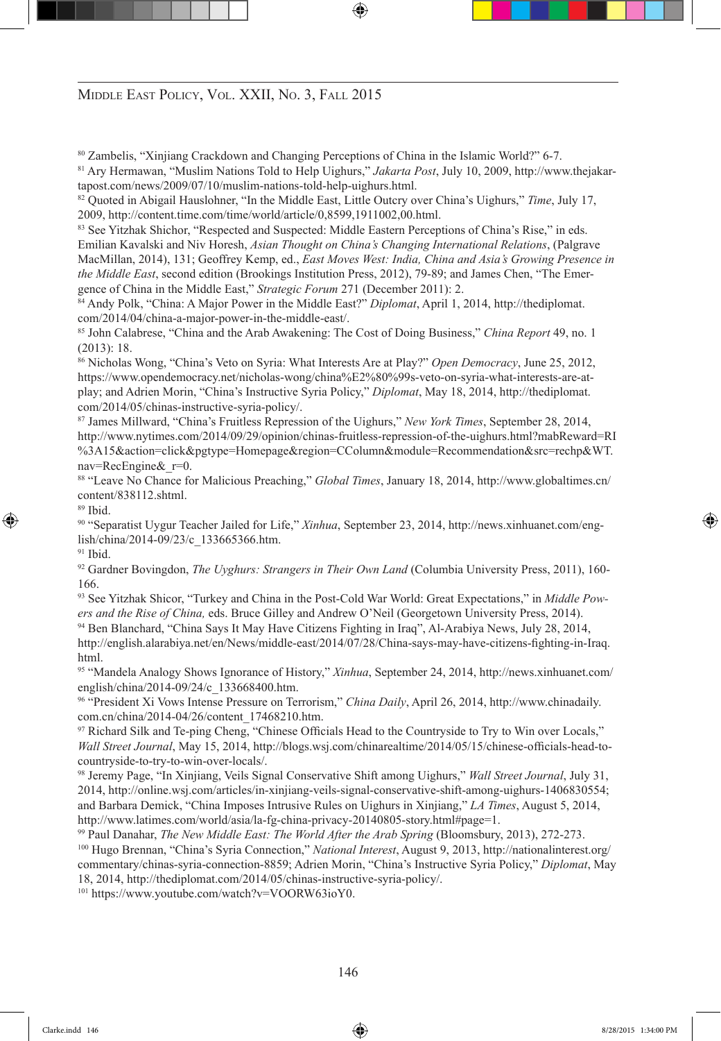[80] Zambelis, "Xinjiang Crackdown and Changing Perceptions of China in the Islamic World?" 6-7.

[81] Ary Hermawan, "Muslim Nations Told to Help Uighurs," *Jakarta Post*, July 10, 2009, http://www.thejakartapost.com/news/2009/07/10/muslim-nations-told-help-uighurs.html.

[82] Quoted in Abigail Hauslohner, "In the Middle East, Little Outcry over China's Uighurs," *Time*, July 17, 2009, http://content.time.com/time/world/article/0,8599,1911002,00.html.

[83] See Yitzhak Shichor, "Respected and Suspected: Middle Eastern Perceptions of China's Rise," in eds. Emilian Kavalski and Niv Horesh, *Asian Thought on China's Changing International Relations*, (Palgrave MacMillan, 2014), 131; Geoffrey Kemp, ed., *East Moves West: India, China and Asia's Growing Presence in the Middle East*, second edition (Brookings Institution Press, 2012), 79-89; and James Chen, "The Emergence of China in the Middle East," *Strategic Forum* 271 (December 2011): 2.

[84] Andy Polk, "China: A Major Power in the Middle East?" *Diplomat*, April 1, 2014, http://thediplomat.com/2014/04/china-a-major-power-in-the-middle-east/.

[85] John Calabrese, "China and the Arab Awakening: The Cost of Doing Business," *China Report* 49, no. 1 (2013): 18.

[86] Nicholas Wong, "China's Veto on Syria: What Interests Are at Play?" *Open Democracy*, June 25, 2012, https://www.opendemocracy.net/nicholas-wong/china%E2%80%99s-veto-on-syria-what-interests-are-at-play; and Adrien Morin, "China's Instructive Syria Policy," *Diplomat*, May 18, 2014, http://thediplomat.com/2014/05/chinas-instructive-syria-policy/.

[87] James Millward, "China's Fruitless Repression of the Uighurs," *New York Times*, September 28, 2014, http://www.nytimes.com/2014/09/29/opinion/chinas-fruitless-repression-of-the-uighurs.html?mabReward=RI%3A15&action=click&pgtype=Homepage&region=CColumn&module=Recommendation&src=rechp&WT.nav=RecEngine&_r=0.

[88] "Leave No Chance for Malicious Preaching," *Global Times*, January 18, 2014, http://www.globaltimes.cn/content/838112.shtml.

[89] Ibid.

[90] "Separatist Uygur Teacher Jailed for Life," *Xinhua*, September 23, 2014, http://news.xinhuanet.com/english/china/2014-09/23/c_133665366.htm.

[91] Ibid.

[92] Gardner Bovingdon, *The Uyghurs: Strangers in Their Own Land* (Columbia University Press, 2011), 160-166.

[93] See Yitzhak Shicor, "Turkey and China in the Post-Cold War World: Great Expectations," in *Middle Powers and the Rise of China,* eds. Bruce Gilley and Andrew O'Neil (Georgetown University Press, 2014).

[94] Ben Blanchard, "China Says It May Have Citizens Fighting in Iraq", Al-Arabiya News, July 28, 2014, http://english.alarabiya.net/en/News/middle-east/2014/07/28/China-says-may-have-citizens-fighting-in-Iraq.html.

[95] "Mandela Analogy Shows Ignorance of History," *Xinhua*, September 24, 2014, http://news.xinhuanet.com/english/china/2014-09/24/c_133668400.htm.

[96] "President Xi Vows Intense Pressure on Terrorism," *China Daily*, April 26, 2014, http://www.chinadaily.com.cn/china/2014-04/26/content_17468210.htm.

[97] Richard Silk and Te-ping Cheng, "Chinese Officials Head to the Countryside to Try to Win over Locals," *Wall Street Journal*, May 15, 2014, http://blogs.wsj.com/chinarealtime/2014/05/15/chinese-officials-head-to-countryside-to-try-to-win-over-locals/.

[98] Jeremy Page, "In Xinjiang, Veils Signal Conservative Shift among Uighurs," *Wall Street Journal*, July 31, 2014, http://online.wsj.com/articles/in-xinjiang-veils-signal-conservative-shift-among-uighurs-1406830554; and Barbara Demick, "China Imposes Intrusive Rules on Uighurs in Xinjiang," *LA Times*, August 5, 2014, http://www.latimes.com/world/asia/la-fg-china-privacy-20140805-story.html#page=1.

[99] Paul Danahar, *The New Middle East: The World After the Arab Spring* (Bloomsbury, 2013), 272-273.

[100] Hugo Brennan, "China's Syria Connection," *National Interest*, August 9, 2013, http://nationalinterest.org/commentary/chinas-syria-connection-8859; Adrien Morin, "China's Instructive Syria Policy," *Diplomat*, May 18, 2014, http://thediplomat.com/2014/05/chinas-instructive-syria-policy/.

[101] https://www.youtube.com/watch?v=VOORW63ioY0.